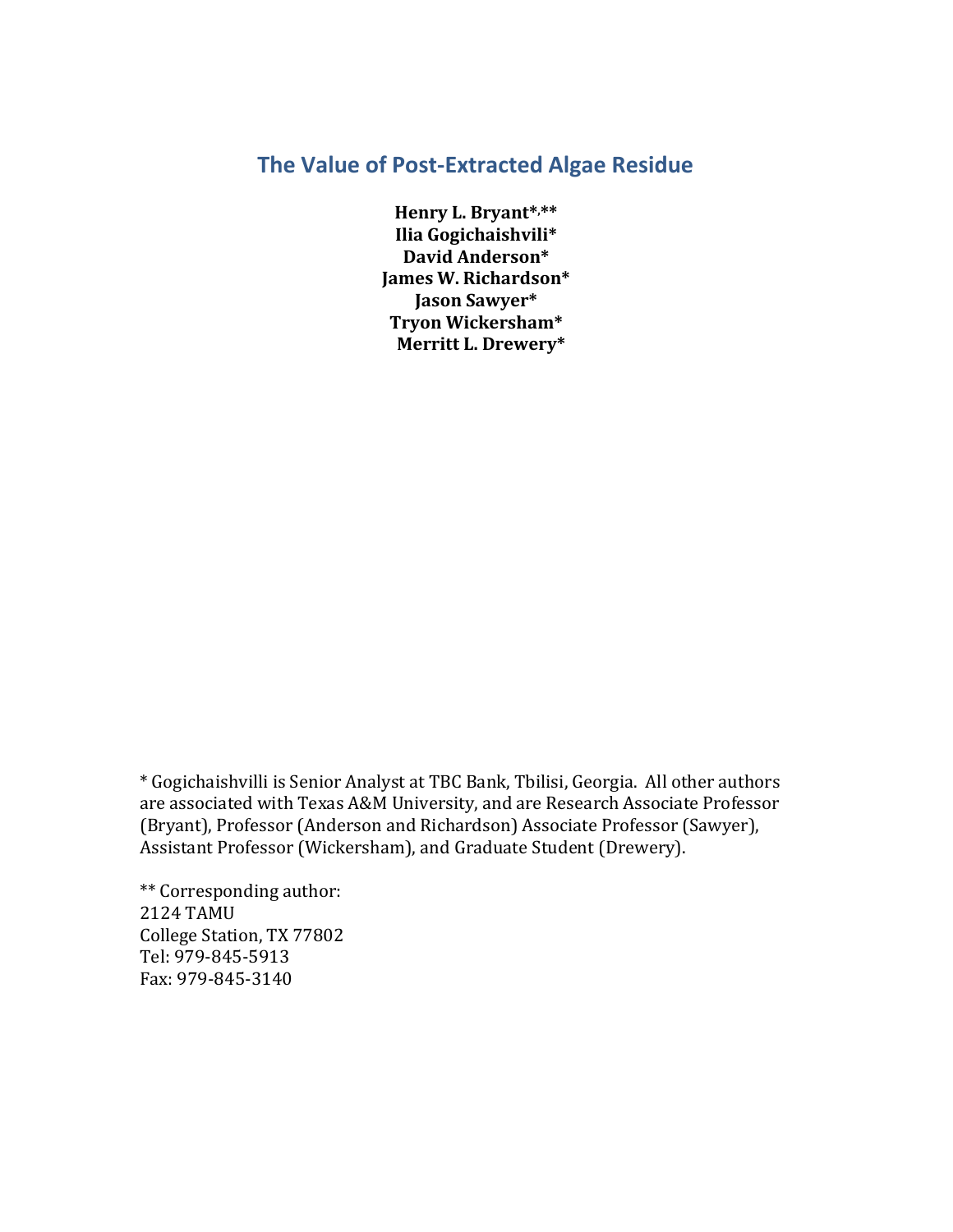# The Value of Post-Extracted Algae Residue

**Henry L. Bryant\*,\*\***
**Ilia Gogichaishvili\***
**David Anderson\***
**James W. Richardson\***
**Jason Sawyer\***
**Tryon Wickersham\***
**Merritt L. Drewery\***

\* Gogichaishvilli is Senior Analyst at TBC Bank, Tbilisi, Georgia. All other authors are associated with Texas A&M University, and are Research Associate Professor (Bryant), Professor (Anderson and Richardson) Associate Professor (Sawyer), Assistant Professor (Wickersham), and Graduate Student (Drewery).

\*\* Corresponding author:
2124 TAMU
College Station, TX 77802
Tel: 979-845-5913
Fax: 979-845-3140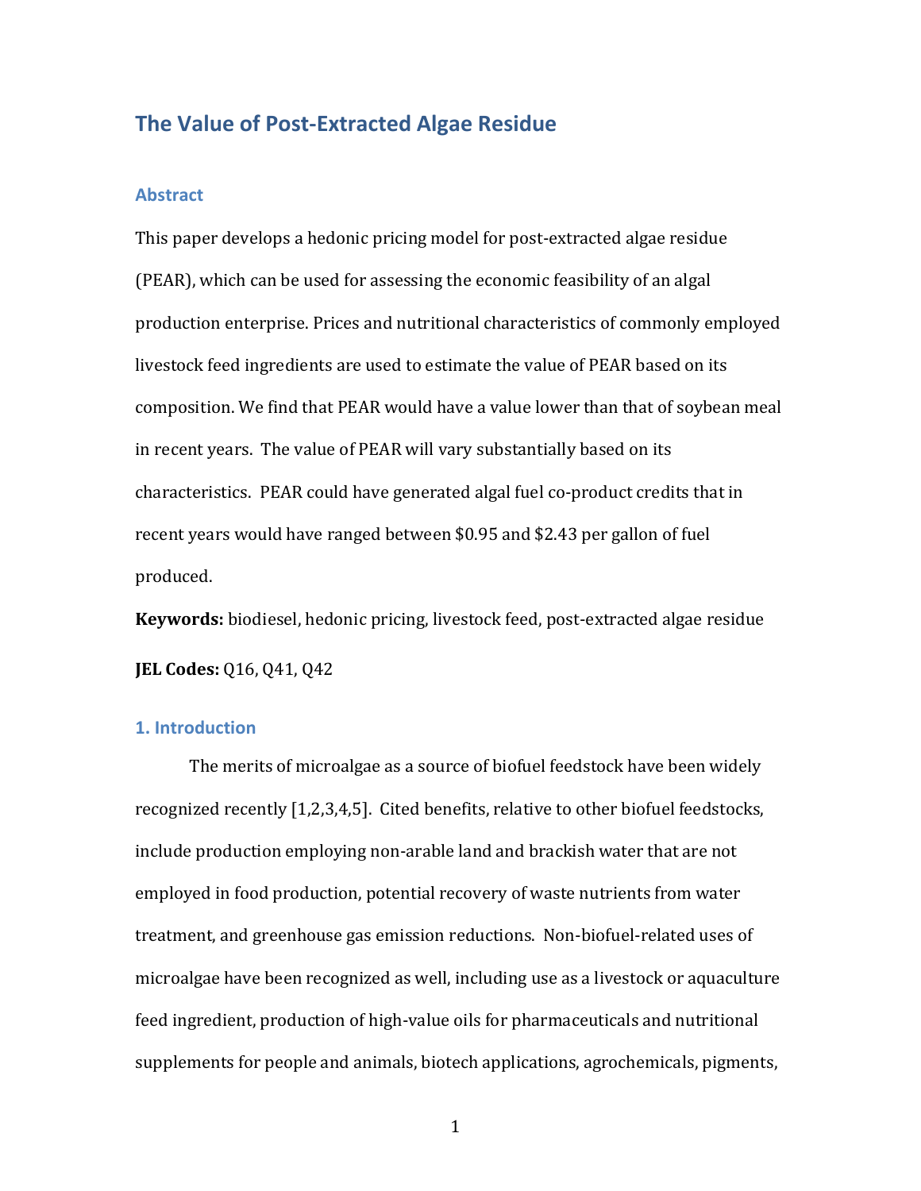# The Value of Post-Extracted Algae Residue

## Abstract

This paper develops a hedonic pricing model for post-extracted algae residue (PEAR), which can be used for assessing the economic feasibility of an algal production enterprise. Prices and nutritional characteristics of commonly employed livestock feed ingredients are used to estimate the value of PEAR based on its composition. We find that PEAR would have a value lower than that of soybean meal in recent years. The value of PEAR will vary substantially based on its characteristics. PEAR could have generated algal fuel co-product credits that in recent years would have ranged between $0.95 and $2.43 per gallon of fuel produced.

**Keywords:** biodiesel, hedonic pricing, livestock feed, post-extracted algae residue

**JEL Codes:** Q16, Q41, Q42

## 1. Introduction

The merits of microalgae as a source of biofuel feedstock have been widely recognized recently [1,2,3,4,5]. Cited benefits, relative to other biofuel feedstocks, include production employing non-arable land and brackish water that are not employed in food production, potential recovery of waste nutrients from water treatment, and greenhouse gas emission reductions. Non-biofuel-related uses of microalgae have been recognized as well, including use as a livestock or aquaculture feed ingredient, production of high-value oils for pharmaceuticals and nutritional supplements for people and animals, biotech applications, agrochemicals, pigments,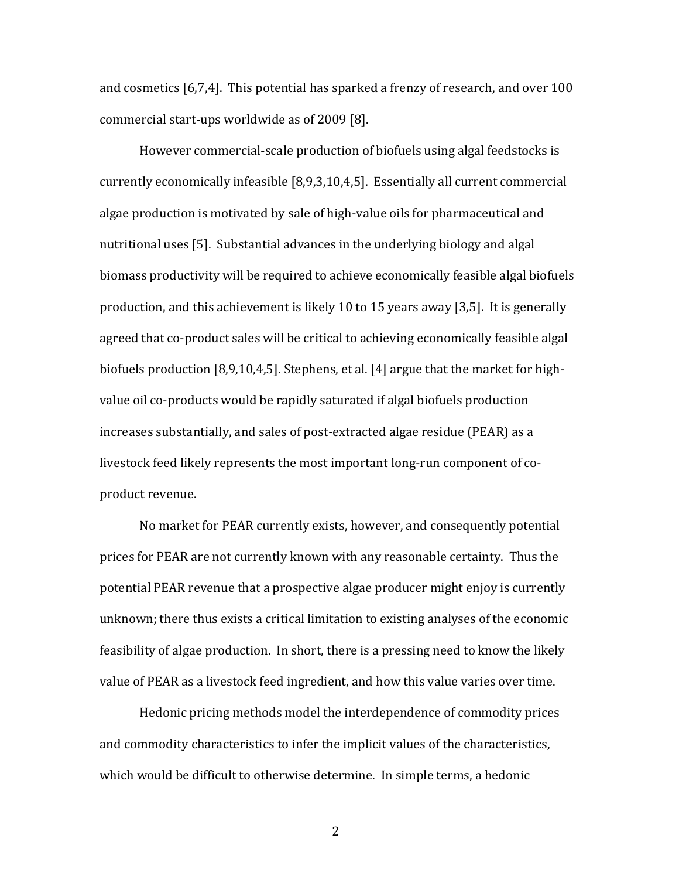and cosmetics [6,7,4]. This potential has sparked a frenzy of research, and over 100 commercial start-ups worldwide as of 2009 [8].

However commercial-scale production of biofuels using algal feedstocks is currently economically infeasible [8,9,3,10,4,5]. Essentially all current commercial algae production is motivated by sale of high-value oils for pharmaceutical and nutritional uses [5]. Substantial advances in the underlying biology and algal biomass productivity will be required to achieve economically feasible algal biofuels production, and this achievement is likely 10 to 15 years away [3,5]. It is generally agreed that co-product sales will be critical to achieving economically feasible algal biofuels production [8,9,10,4,5]. Stephens, et al. [4] argue that the market for high-value oil co-products would be rapidly saturated if algal biofuels production increases substantially, and sales of post-extracted algae residue (PEAR) as a livestock feed likely represents the most important long-run component of co-product revenue.

No market for PEAR currently exists, however, and consequently potential prices for PEAR are not currently known with any reasonable certainty. Thus the potential PEAR revenue that a prospective algae producer might enjoy is currently unknown; there thus exists a critical limitation to existing analyses of the economic feasibility of algae production. In short, there is a pressing need to know the likely value of PEAR as a livestock feed ingredient, and how this value varies over time.

Hedonic pricing methods model the interdependence of commodity prices and commodity characteristics to infer the implicit values of the characteristics, which would be difficult to otherwise determine. In simple terms, a hedonic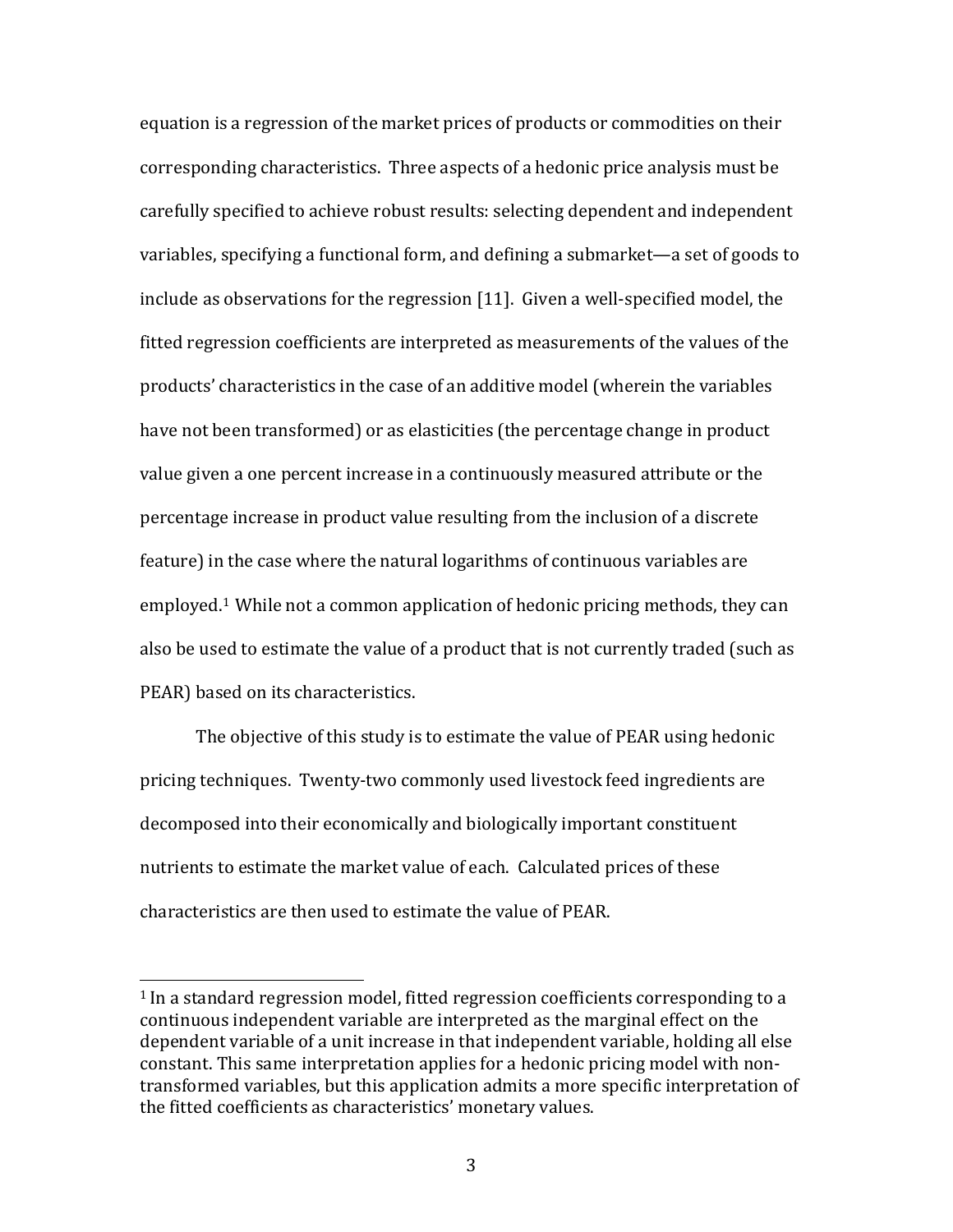equation is a regression of the market prices of products or commodities on their corresponding characteristics. Three aspects of a hedonic price analysis must be carefully specified to achieve robust results: selecting dependent and independent variables, specifying a functional form, and defining a submarket—a set of goods to include as observations for the regression [11]. Given a well-specified model, the fitted regression coefficients are interpreted as measurements of the values of the products' characteristics in the case of an additive model (wherein the variables have not been transformed) or as elasticities (the percentage change in product value given a one percent increase in a continuously measured attribute or the percentage increase in product value resulting from the inclusion of a discrete feature) in the case where the natural logarithms of continuous variables are employed.[1] While not a common application of hedonic pricing methods, they can also be used to estimate the value of a product that is not currently traded (such as PEAR) based on its characteristics.

The objective of this study is to estimate the value of PEAR using hedonic pricing techniques. Twenty-two commonly used livestock feed ingredients are decomposed into their economically and biologically important constituent nutrients to estimate the market value of each. Calculated prices of these characteristics are then used to estimate the value of PEAR.

---

[1] In a standard regression model, fitted regression coefficients corresponding to a continuous independent variable are interpreted as the marginal effect on the dependent variable of a unit increase in that independent variable, holding all else constant. This same interpretation applies for a hedonic pricing model with non-transformed variables, but this application admits a more specific interpretation of the fitted coefficients as characteristics' monetary values.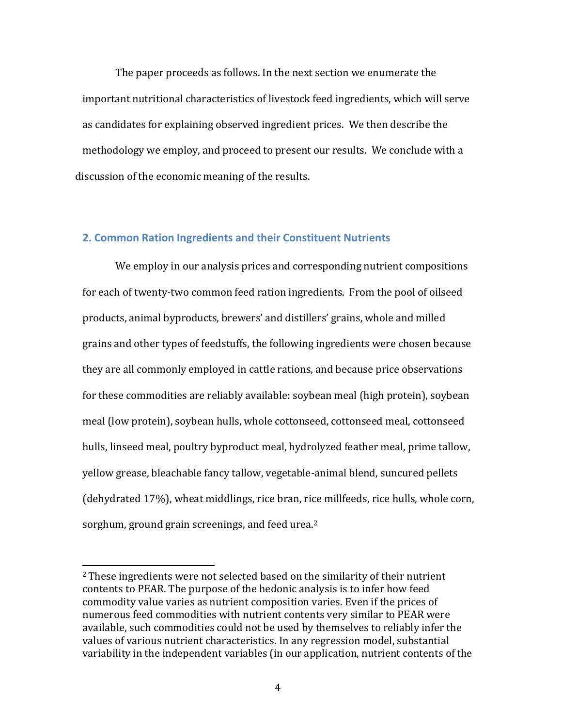The paper proceeds as follows. In the next section we enumerate the important nutritional characteristics of livestock feed ingredients, which will serve as candidates for explaining observed ingredient prices. We then describe the methodology we employ, and proceed to present our results. We conclude with a discussion of the economic meaning of the results.

## 2. Common Ration Ingredients and their Constituent Nutrients

We employ in our analysis prices and corresponding nutrient compositions for each of twenty-two common feed ration ingredients. From the pool of oilseed products, animal byproducts, brewers' and distillers' grains, whole and milled grains and other types of feedstuffs, the following ingredients were chosen because they are all commonly employed in cattle rations, and because price observations for these commodities are reliably available: soybean meal (high protein), soybean meal (low protein), soybean hulls, whole cottonseed, cottonseed meal, cottonseed hulls, linseed meal, poultry byproduct meal, hydrolyzed feather meal, prime tallow, yellow grease, bleachable fancy tallow, vegetable-animal blend, suncured pellets (dehydrated 17%), wheat middlings, rice bran, rice millfeeds, rice hulls, whole corn, sorghum, ground grain screenings, and feed urea.[2]

[2] These ingredients were not selected based on the similarity of their nutrient contents to PEAR. The purpose of the hedonic analysis is to infer how feed commodity value varies as nutrient composition varies. Even if the prices of numerous feed commodities with nutrient contents very similar to PEAR were available, such commodities could not be used by themselves to reliably infer the values of various nutrient characteristics. In any regression model, substantial variability in the independent variables (in our application, nutrient contents of the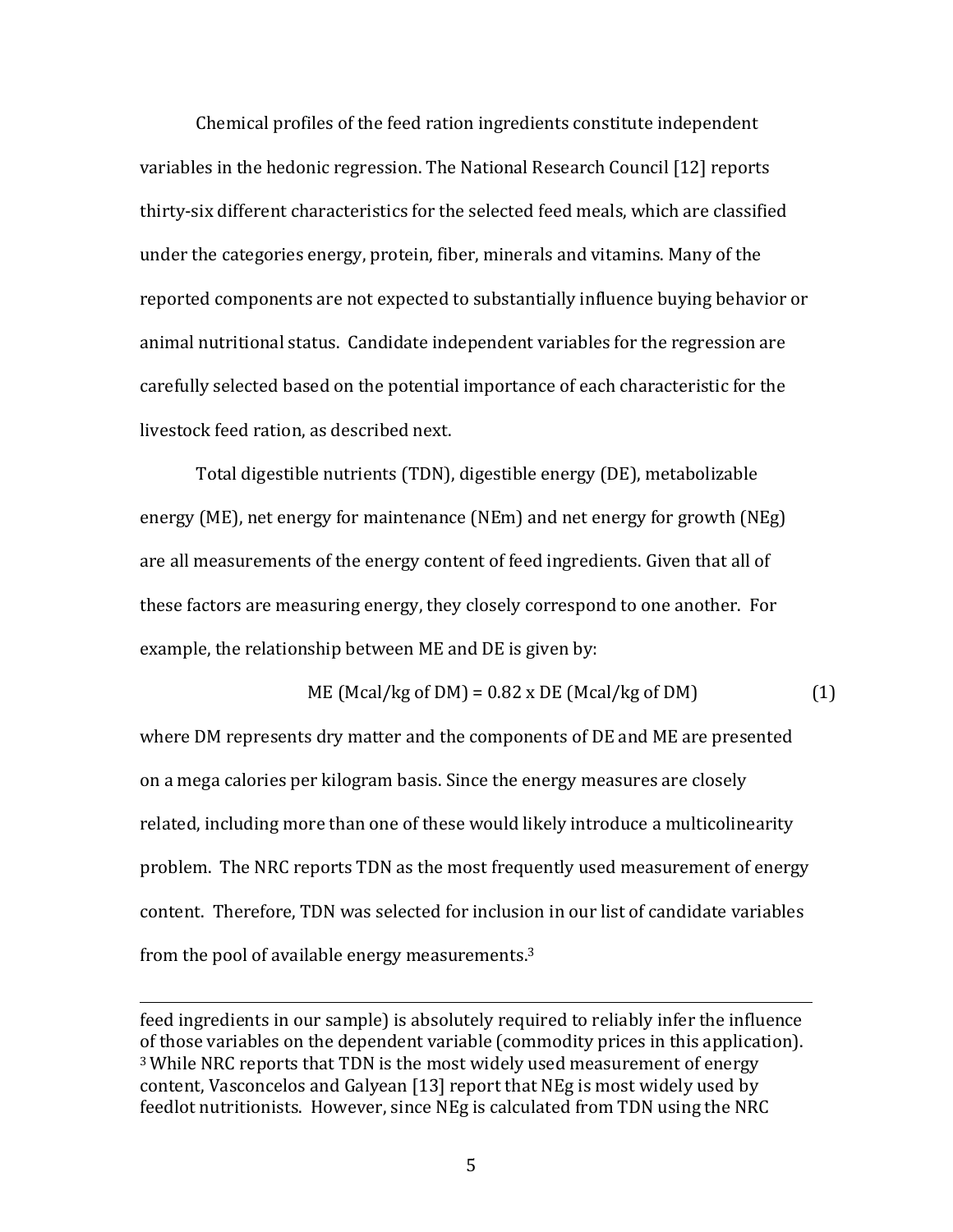Chemical profiles of the feed ration ingredients constitute independent variables in the hedonic regression. The National Research Council [12] reports thirty-six different characteristics for the selected feed meals, which are classified under the categories energy, protein, fiber, minerals and vitamins. Many of the reported components are not expected to substantially influence buying behavior or animal nutritional status. Candidate independent variables for the regression are carefully selected based on the potential importance of each characteristic for the livestock feed ration, as described next.

Total digestible nutrients (TDN), digestible energy (DE), metabolizable energy (ME), net energy for maintenance (NEm) and net energy for growth (NEg) are all measurements of the energy content of feed ingredients. Given that all of these factors are measuring energy, they closely correspond to one another. For example, the relationship between ME and DE is given by:

$$\text{ME (Mcal/kg of DM)} = 0.82 \times \text{DE (Mcal/kg of DM)} \tag{1}$$

where DM represents dry matter and the components of DE and ME are presented on a mega calories per kilogram basis. Since the energy measures are closely related, including more than one of these would likely introduce a multicolinearity problem. The NRC reports TDN as the most frequently used measurement of energy content. Therefore, TDN was selected for inclusion in our list of candidate variables from the pool of available energy measurements.[3]

---

feed ingredients in our sample) is absolutely required to reliably infer the influence of those variables on the dependent variable (commodity prices in this application).

[3] While NRC reports that TDN is the most widely used measurement of energy content, Vasconcelos and Galyean [13] report that NEg is most widely used by feedlot nutritionists. However, since NEg is calculated from TDN using the NRC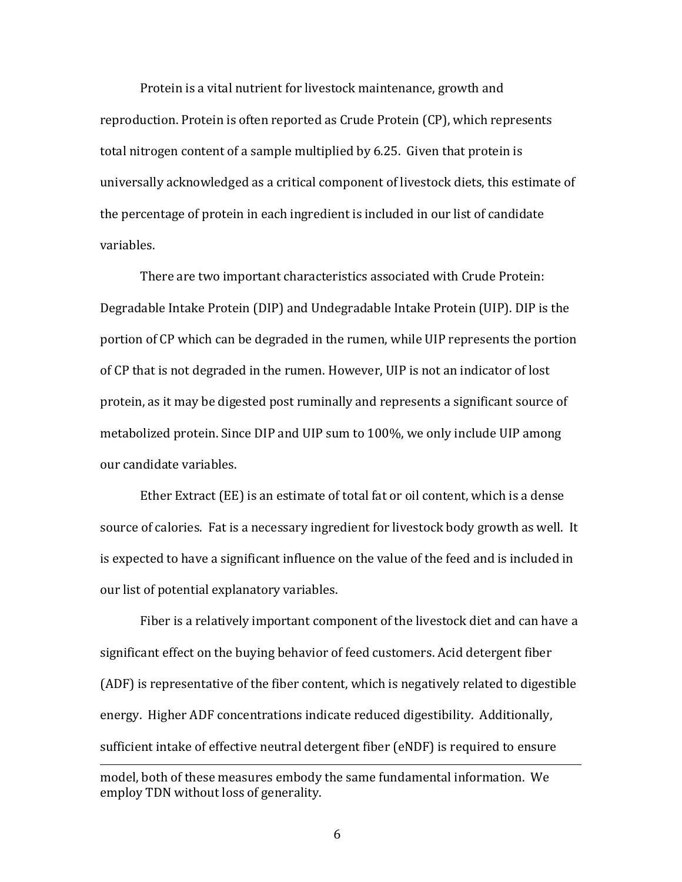Protein is a vital nutrient for livestock maintenance, growth and reproduction. Protein is often reported as Crude Protein (CP), which represents total nitrogen content of a sample multiplied by 6.25. Given that protein is universally acknowledged as a critical component of livestock diets, this estimate of the percentage of protein in each ingredient is included in our list of candidate variables.

There are two important characteristics associated with Crude Protein: Degradable Intake Protein (DIP) and Undegradable Intake Protein (UIP). DIP is the portion of CP which can be degraded in the rumen, while UIP represents the portion of CP that is not degraded in the rumen. However, UIP is not an indicator of lost protein, as it may be digested post ruminally and represents a significant source of metabolized protein. Since DIP and UIP sum to 100%, we only include UIP among our candidate variables.

Ether Extract (EE) is an estimate of total fat or oil content, which is a dense source of calories. Fat is a necessary ingredient for livestock body growth as well. It is expected to have a significant influence on the value of the feed and is included in our list of potential explanatory variables.

Fiber is a relatively important component of the livestock diet and can have a significant effect on the buying behavior of feed customers. Acid detergent fiber (ADF) is representative of the fiber content, which is negatively related to digestible energy. Higher ADF concentrations indicate reduced digestibility. Additionally, sufficient intake of effective neutral detergent fiber (eNDF) is required to ensure

model, both of these measures embody the same fundamental information. We employ TDN without loss of generality.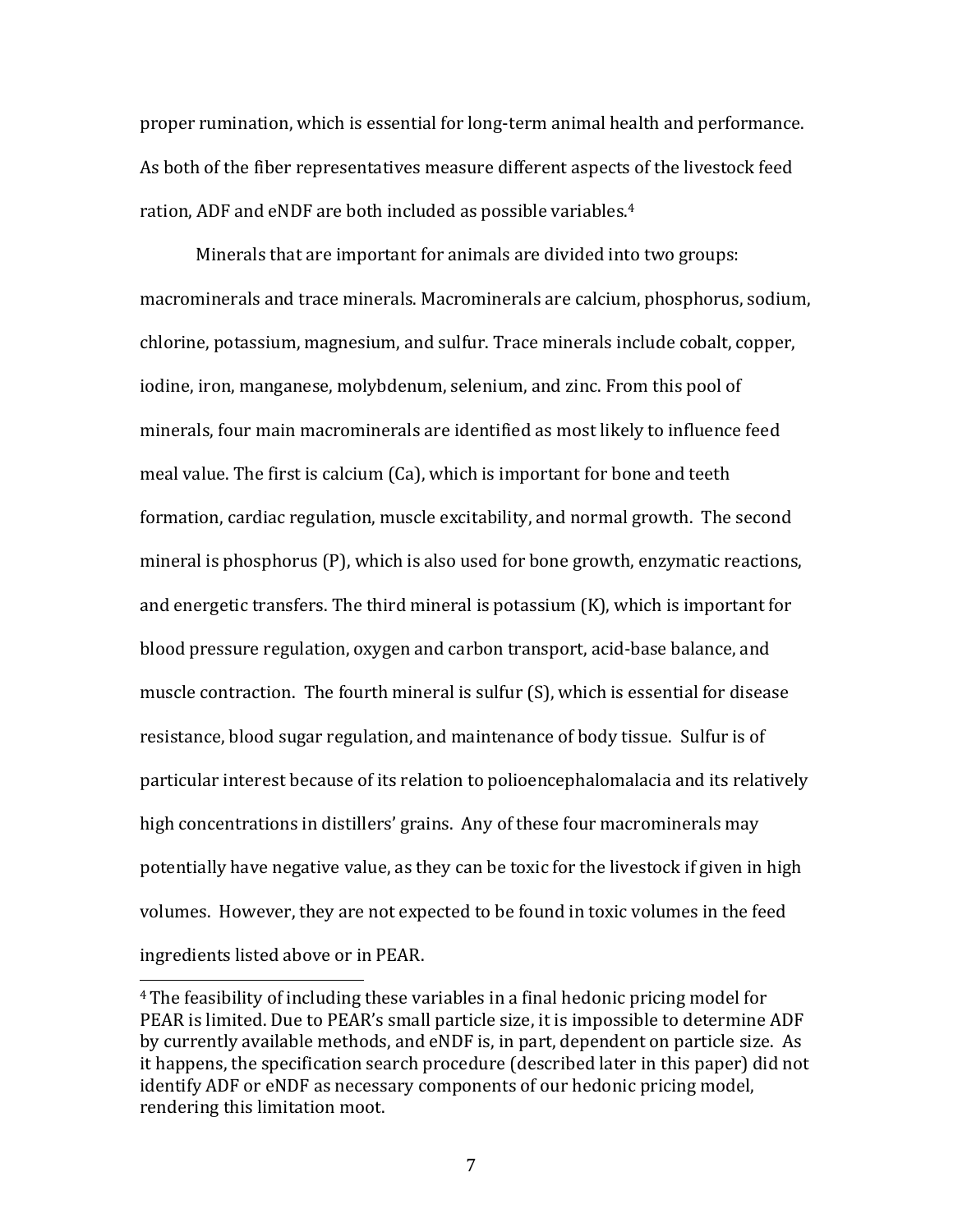proper rumination, which is essential for long-term animal health and performance. As both of the fiber representatives measure different aspects of the livestock feed ration, ADF and eNDF are both included as possible variables.[4]

Minerals that are important for animals are divided into two groups: macrominerals and trace minerals. Macrominerals are calcium, phosphorus, sodium, chlorine, potassium, magnesium, and sulfur. Trace minerals include cobalt, copper, iodine, iron, manganese, molybdenum, selenium, and zinc. From this pool of minerals, four main macrominerals are identified as most likely to influence feed meal value. The first is calcium (Ca), which is important for bone and teeth formation, cardiac regulation, muscle excitability, and normal growth. The second mineral is phosphorus (P), which is also used for bone growth, enzymatic reactions, and energetic transfers. The third mineral is potassium (K), which is important for blood pressure regulation, oxygen and carbon transport, acid-base balance, and muscle contraction. The fourth mineral is sulfur (S), which is essential for disease resistance, blood sugar regulation, and maintenance of body tissue. Sulfur is of particular interest because of its relation to polioencephalomalacia and its relatively high concentrations in distillers' grains. Any of these four macrominerals may potentially have negative value, as they can be toxic for the livestock if given in high volumes. However, they are not expected to be found in toxic volumes in the feed ingredients listed above or in PEAR.

[4] The feasibility of including these variables in a final hedonic pricing model for PEAR is limited. Due to PEAR's small particle size, it is impossible to determine ADF by currently available methods, and eNDF is, in part, dependent on particle size. As it happens, the specification search procedure (described later in this paper) did not identify ADF or eNDF as necessary components of our hedonic pricing model, rendering this limitation moot.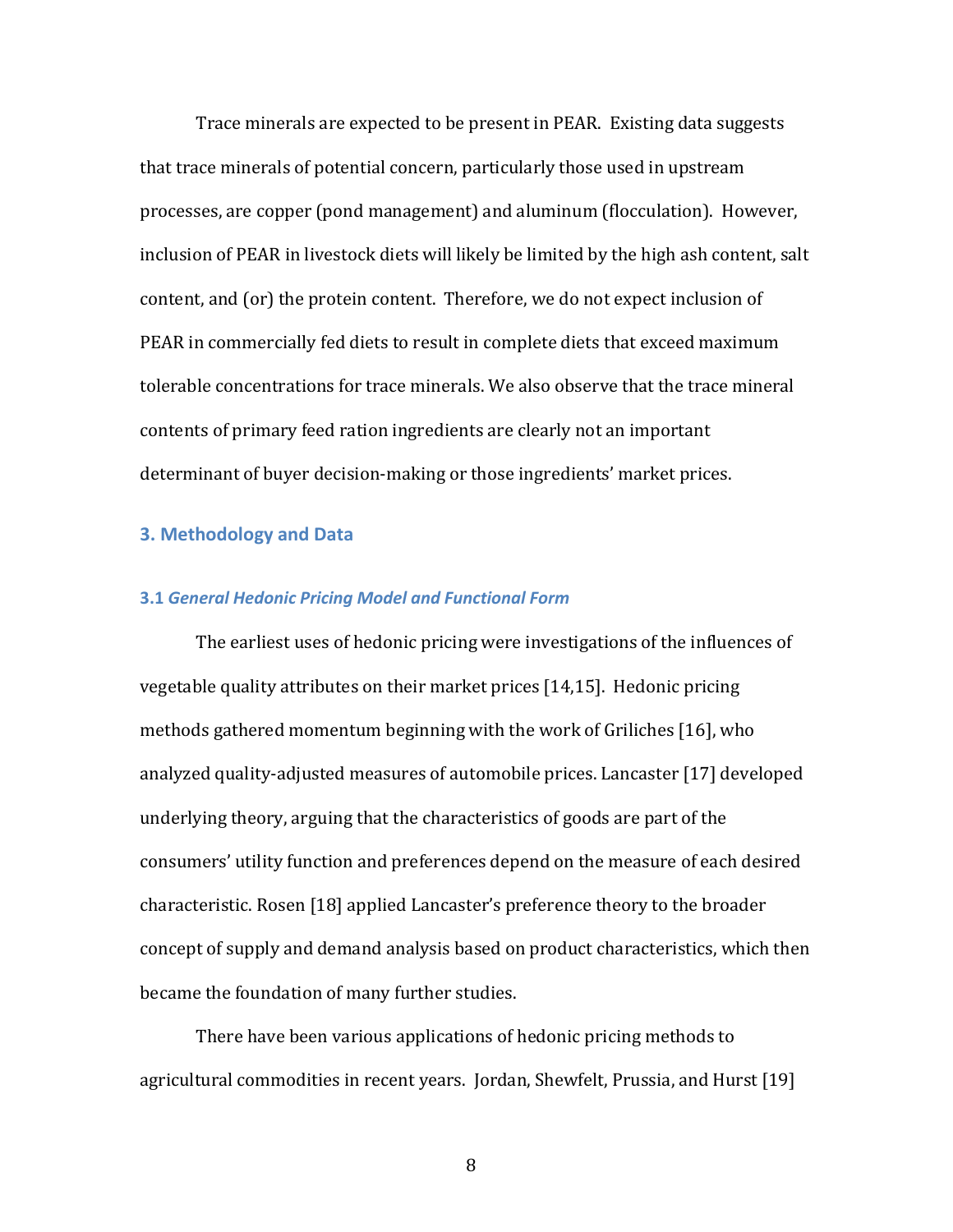Trace minerals are expected to be present in PEAR. Existing data suggests that trace minerals of potential concern, particularly those used in upstream processes, are copper (pond management) and aluminum (flocculation). However, inclusion of PEAR in livestock diets will likely be limited by the high ash content, salt content, and (or) the protein content. Therefore, we do not expect inclusion of PEAR in commercially fed diets to result in complete diets that exceed maximum tolerable concentrations for trace minerals. We also observe that the trace mineral contents of primary feed ration ingredients are clearly not an important determinant of buyer decision-making or those ingredients' market prices.

## 3. Methodology and Data

### 3.1 *General Hedonic Pricing Model and Functional Form*

The earliest uses of hedonic pricing were investigations of the influences of vegetable quality attributes on their market prices [14,15]. Hedonic pricing methods gathered momentum beginning with the work of Griliches [16], who analyzed quality-adjusted measures of automobile prices. Lancaster [17] developed underlying theory, arguing that the characteristics of goods are part of the consumers' utility function and preferences depend on the measure of each desired characteristic. Rosen [18] applied Lancaster's preference theory to the broader concept of supply and demand analysis based on product characteristics, which then became the foundation of many further studies.

There have been various applications of hedonic pricing methods to agricultural commodities in recent years. Jordan, Shewfelt, Prussia, and Hurst [19]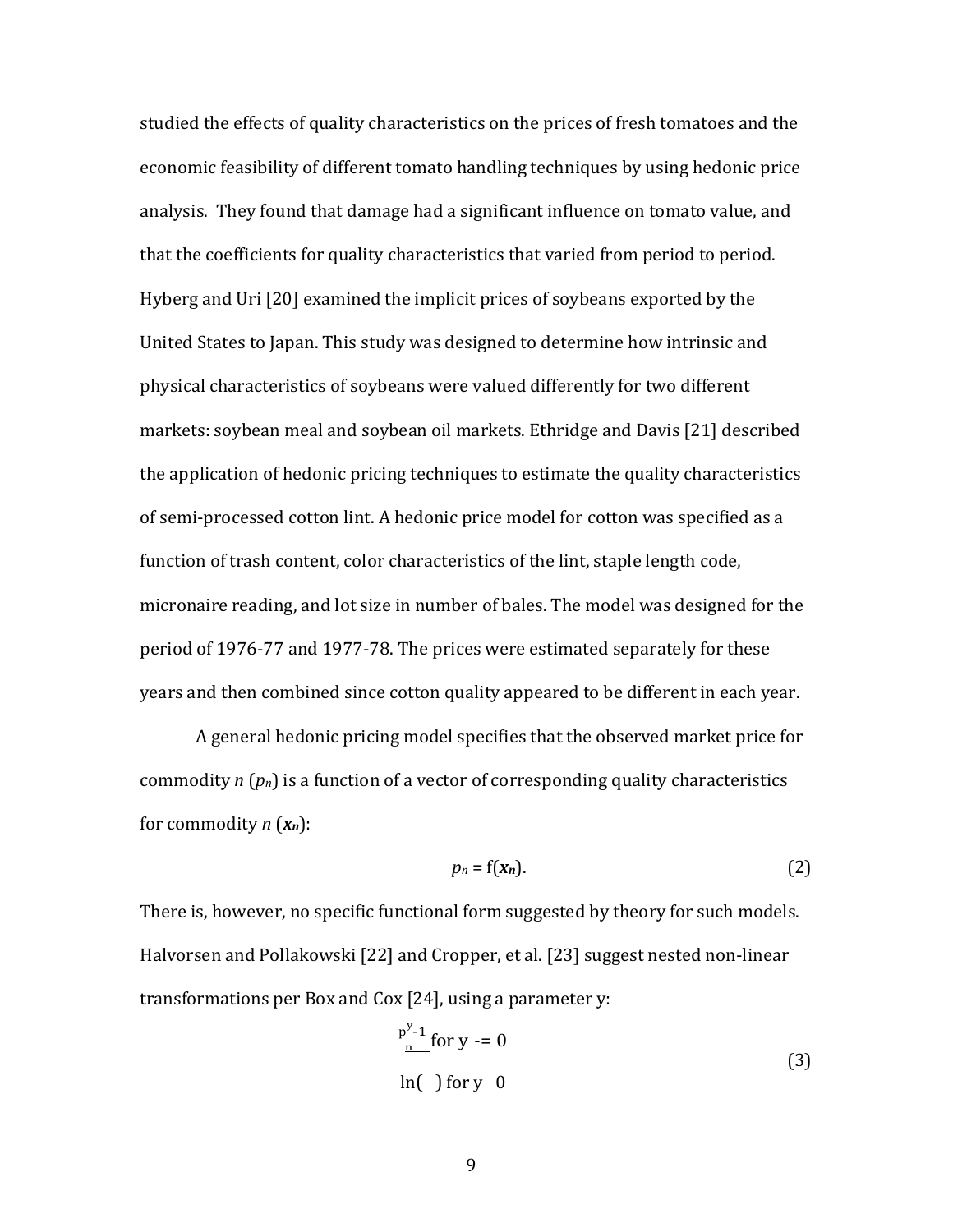studied the effects of quality characteristics on the prices of fresh tomatoes and the economic feasibility of different tomato handling techniques by using hedonic price analysis. They found that damage had a significant influence on tomato value, and that the coefficients for quality characteristics that varied from period to period. Hyberg and Uri [20] examined the implicit prices of soybeans exported by the United States to Japan. This study was designed to determine how intrinsic and physical characteristics of soybeans were valued differently for two different markets: soybean meal and soybean oil markets. Ethridge and Davis [21] described the application of hedonic pricing techniques to estimate the quality characteristics of semi-processed cotton lint. A hedonic price model for cotton was specified as a function of trash content, color characteristics of the lint, staple length code, micronaire reading, and lot size in number of bales. The model was designed for the period of 1976-77 and 1977-78. The prices were estimated separately for these years and then combined since cotton quality appeared to be different in each year.

A general hedonic pricing model specifies that the observed market price for commodity $n$ ($p_n$) is a function of a vector of corresponding quality characteristics for commodity $n$ ($\boldsymbol{x_n}$):

$$p_n = f(\boldsymbol{x_n}). \tag{2}$$

There is, however, no specific functional form suggested by theory for such models. Halvorsen and Pollakowski [22] and Cropper, et al. [23] suggest nested non-linear transformations per Box and Cox [24], using a parameter y:

$$\begin{aligned} &\frac{p_n^{y}-1}{} \text{ for } y \mathrel{-=} 0 \\ &\ln(\ ) \text{ for } y \ \ 0 \end{aligned} \tag{3}$$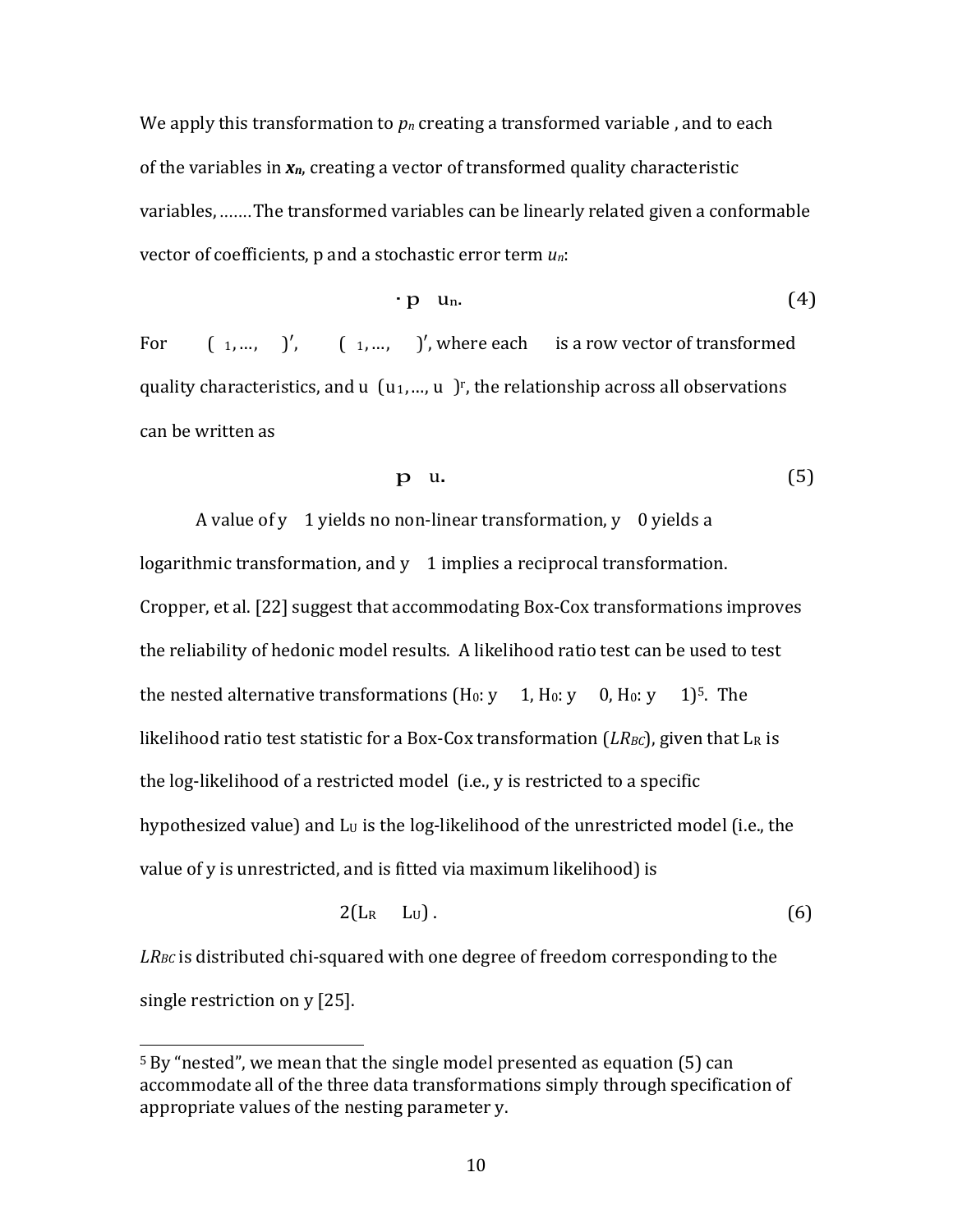We apply this transformation to $p_n$ creating a transformed variable , and to each of the variables in $\boldsymbol{x_n}$, creating a vector of transformed quality characteristic variables, …….The transformed variables can be linearly related given a conformable vector of coefficients, p and a stochastic error term $u_n$:

$$\cdot \, \mathrm{p} \quad u_n. \tag{4}$$

For $\quad ( \ _1, \ldots, \quad )'$, $\quad ( \ _1, \ldots, \quad )'$, where each is a row vector of transformed quality characteristics, and u $(u_1, \ldots, u \ )^r$, the relationship across all observations can be written as

$$\mathrm{p} \quad \mathrm{u}. \tag{5}$$

A value of y 1 yields no non-linear transformation, y 0 yields a logarithmic transformation, and y 1 implies a reciprocal transformation. Cropper, et al. [22] suggest that accommodating Box-Cox transformations improves the reliability of hedonic model results. A likelihood ratio test can be used to test the nested alternative transformations ($H_0$: y 1, $H_0$: y 0, $H_0$: y 1)[5]. The likelihood ratio test statistic for a Box-Cox transformation ($LR_{BC}$), given that $L_R$ is the log-likelihood of a restricted model (i.e., y is restricted to a specific hypothesized value) and $L_U$ is the log-likelihood of the unrestricted model (i.e., the value of y is unrestricted, and is fitted via maximum likelihood) is

$$2(L_R \quad L_U) \, . \tag{6}$$

$LR_{BC}$ is distributed chi-squared with one degree of freedom corresponding to the single restriction on y [25].

---

[5] By "nested", we mean that the single model presented as equation (5) can accommodate all of the three data transformations simply through specification of appropriate values of the nesting parameter y.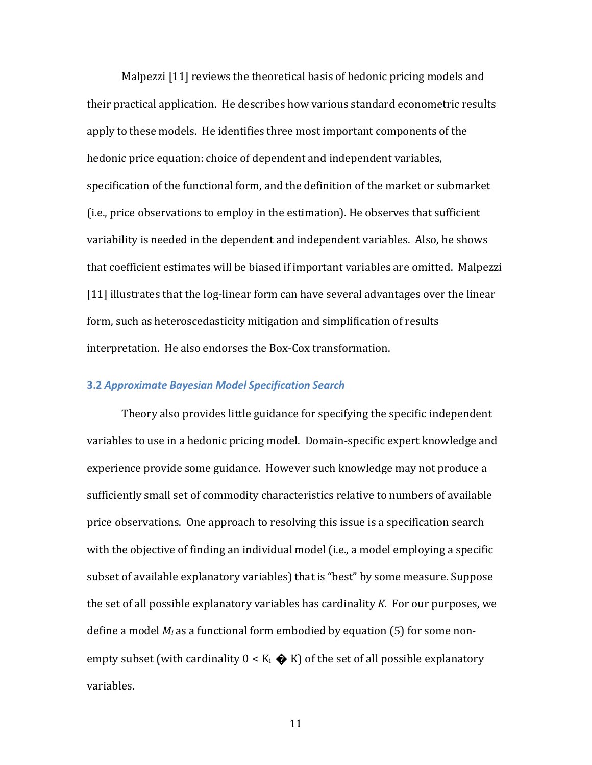Malpezzi [11] reviews the theoretical basis of hedonic pricing models and their practical application. He describes how various standard econometric results apply to these models. He identifies three most important components of the hedonic price equation: choice of dependent and independent variables, specification of the functional form, and the definition of the market or submarket (i.e., price observations to employ in the estimation). He observes that sufficient variability is needed in the dependent and independent variables. Also, he shows that coefficient estimates will be biased if important variables are omitted. Malpezzi [11] illustrates that the log-linear form can have several advantages over the linear form, such as heteroscedasticity mitigation and simplification of results interpretation. He also endorses the Box-Cox transformation.

### 3.2 *Approximate Bayesian Model Specification Search*

Theory also provides little guidance for specifying the specific independent variables to use in a hedonic pricing model. Domain-specific expert knowledge and experience provide some guidance. However such knowledge may not produce a sufficiently small set of commodity characteristics relative to numbers of available price observations. One approach to resolving this issue is a specification search with the objective of finding an individual model (i.e., a model employing a specific subset of available explanatory variables) that is "best" by some measure. Suppose the set of all possible explanatory variables has cardinality *K*. For our purposes, we define a model $M_i$ as a functional form embodied by equation (5) for some non-empty subset (with cardinality $0 < K_i$ � K) of the set of all possible explanatory variables.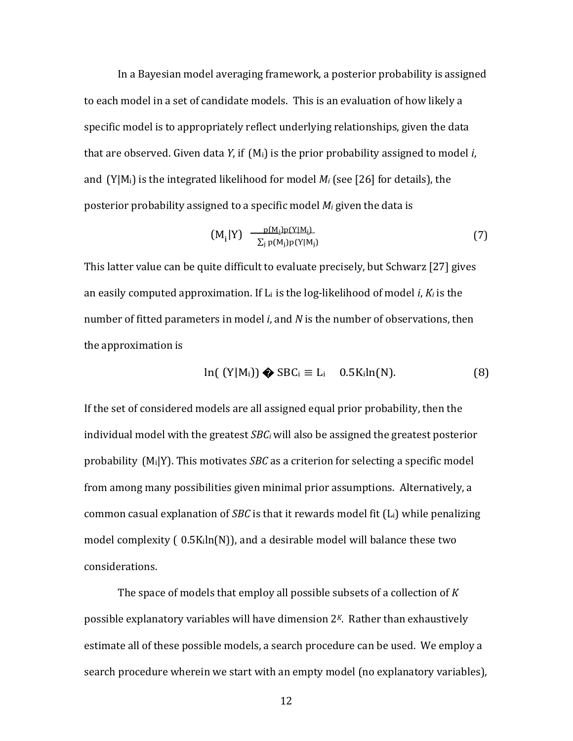In a Bayesian model averaging framework, a posterior probability is assigned to each model in a set of candidate models. This is an evaluation of how likely a specific model is to appropriately reflect underlying relationships, given the data that are observed. Given data *Y*, if $(M_i)$ is the prior probability assigned to model *i*, and $(Y|M_i)$ is the integrated likelihood for model $M_i$ (see [26] for details), the posterior probability assigned to a specific model $M_i$ given the data is

$$(M_i|Y) \quad \frac{p(M_i)p(Y|M_i)}{\sum_j p(M_j)p(Y|M_j)} \tag{7}$$

This latter value can be quite difficult to evaluate precisely, but Schwarz [27] gives an easily computed approximation. If $L_i$ is the log-likelihood of model *i*, $K_i$ is the number of fitted parameters in model *i*, and *N* is the number of observations, then the approximation is

$$\ln(\ (Y|M_i)) \text{ � } SBC_i \equiv L_i \quad 0.5K_i\ln(N). \tag{8}$$

If the set of considered models are all assigned equal prior probability, then the individual model with the greatest $SBC_i$ will also be assigned the greatest posterior probability $(M_i|Y)$. This motivates *SBC* as a criterion for selecting a specific model from among many possibilities given minimal prior assumptions. Alternatively, a common casual explanation of *SBC* is that it rewards model fit ($L_i$) while penalizing model complexity ( $0.5K_i\ln(N)$), and a desirable model will balance these two considerations.

The space of models that employ all possible subsets of a collection of *K* possible explanatory variables will have dimension $2^K$. Rather than exhaustively estimate all of these possible models, a search procedure can be used. We employ a search procedure wherein we start with an empty model (no explanatory variables),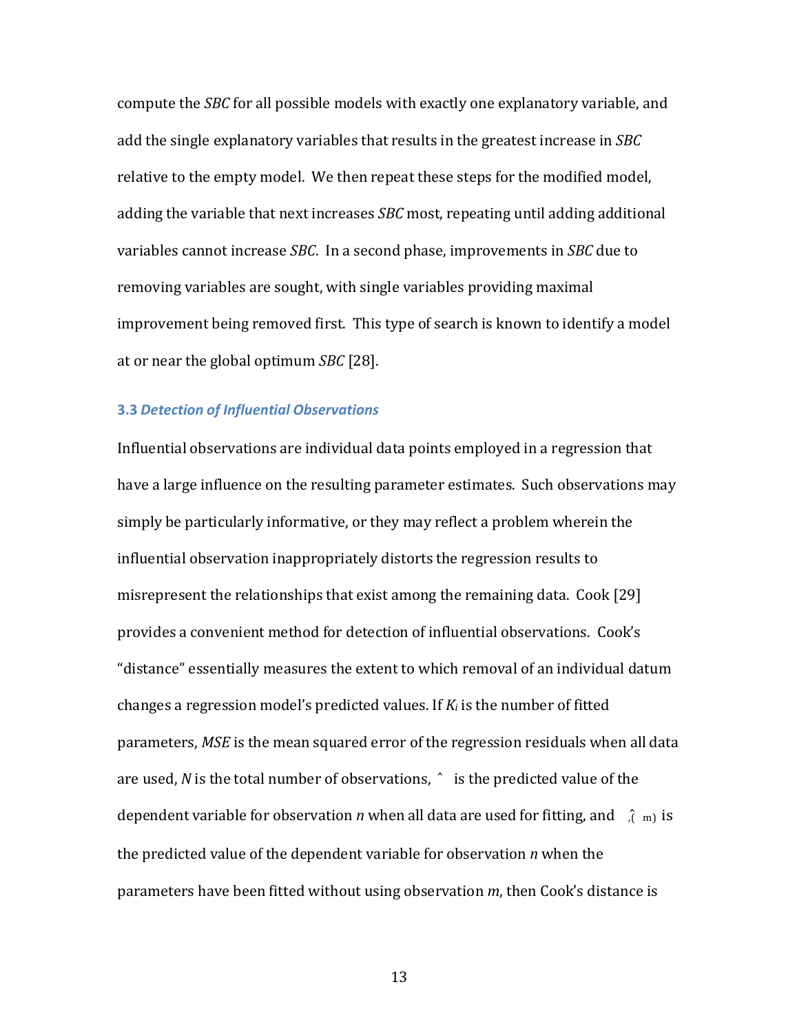compute the *SBC* for all possible models with exactly one explanatory variable, and add the single explanatory variables that results in the greatest increase in *SBC* relative to the empty model. We then repeat these steps for the modified model, adding the variable that next increases *SBC* most, repeating until adding additional variables cannot increase *SBC*. In a second phase, improvements in *SBC* due to removing variables are sought, with single variables providing maximal improvement being removed first. This type of search is known to identify a model at or near the global optimum *SBC* [28].

### 3.3 *Detection of Influential Observations*

Influential observations are individual data points employed in a regression that have a large influence on the resulting parameter estimates. Such observations may simply be particularly informative, or they may reflect a problem wherein the influential observation inappropriately distorts the regression results to misrepresent the relationships that exist among the remaining data. Cook [29] provides a convenient method for detection of influential observations. Cook's "distance" essentially measures the extent to which removal of an individual datum changes a regression model's predicted values. If $K_i$ is the number of fitted parameters, *MSE* is the mean squared error of the regression residuals when all data are used, *N* is the total number of observations, $\hat{y}_n$ is the predicted value of the dependent variable for observation *n* when all data are used for fitting, and $\hat{y}_{n,(m)}$ is the predicted value of the dependent variable for observation *n* when the parameters have been fitted without using observation *m*, then Cook's distance is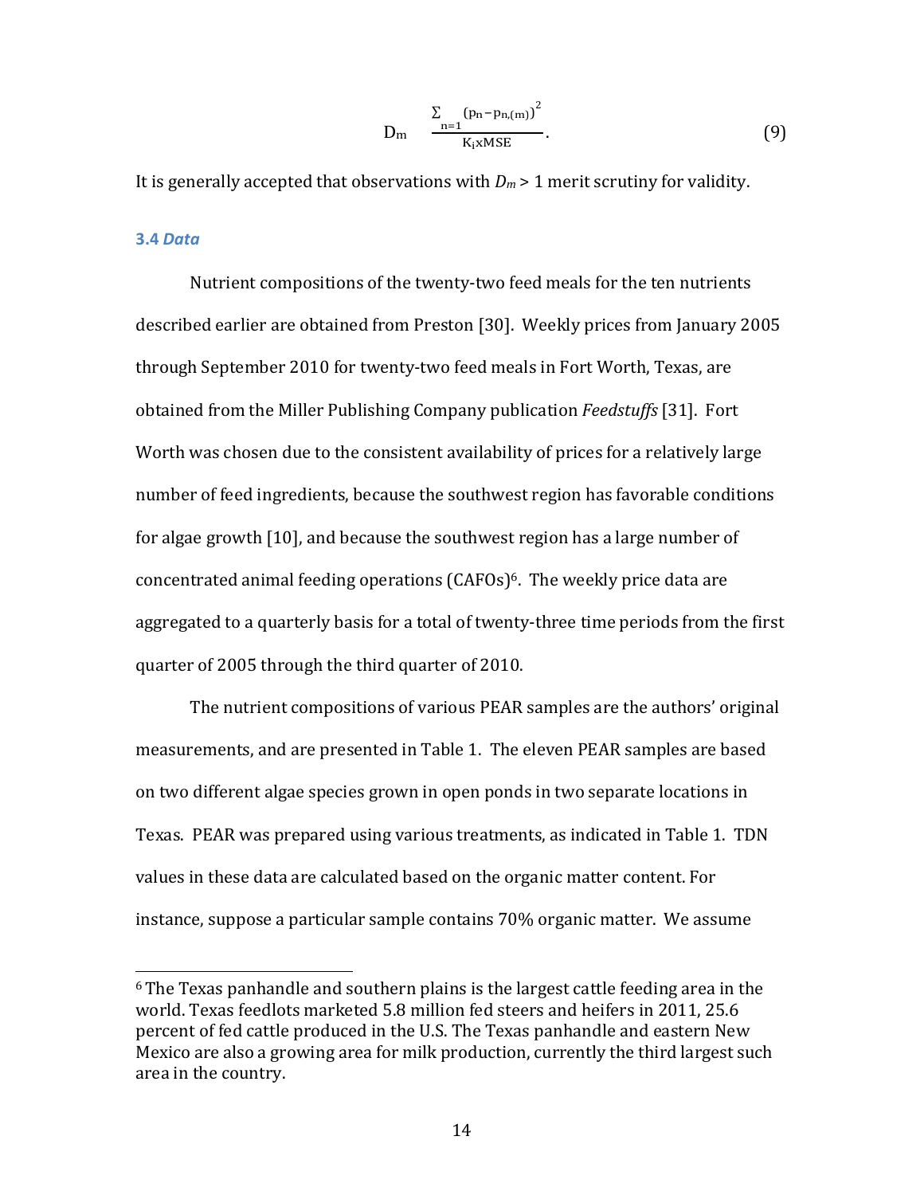$$D_m \quad \frac{\sum_{n=1} (p_n - p_{n,(m)})^2}{K_i x MSE}. \tag{9}$$

It is generally accepted that observations with $D_m > 1$ merit scrutiny for validity.

### 3.4 *Data*

Nutrient compositions of the twenty-two feed meals for the ten nutrients described earlier are obtained from Preston [30]. Weekly prices from January 2005 through September 2010 for twenty-two feed meals in Fort Worth, Texas, are obtained from the Miller Publishing Company publication *Feedstuffs* [31]. Fort Worth was chosen due to the consistent availability of prices for a relatively large number of feed ingredients, because the southwest region has favorable conditions for algae growth [10], and because the southwest region has a large number of concentrated animal feeding operations (CAFOs)[6]. The weekly price data are aggregated to a quarterly basis for a total of twenty-three time periods from the first quarter of 2005 through the third quarter of 2010.

The nutrient compositions of various PEAR samples are the authors' original measurements, and are presented in Table 1. The eleven PEAR samples are based on two different algae species grown in open ponds in two separate locations in Texas. PEAR was prepared using various treatments, as indicated in Table 1. TDN values in these data are calculated based on the organic matter content. For instance, suppose a particular sample contains 70% organic matter. We assume

---

[6] The Texas panhandle and southern plains is the largest cattle feeding area in the world. Texas feedlots marketed 5.8 million fed steers and heifers in 2011, 25.6 percent of fed cattle produced in the U.S. The Texas panhandle and eastern New Mexico are also a growing area for milk production, currently the third largest such area in the country.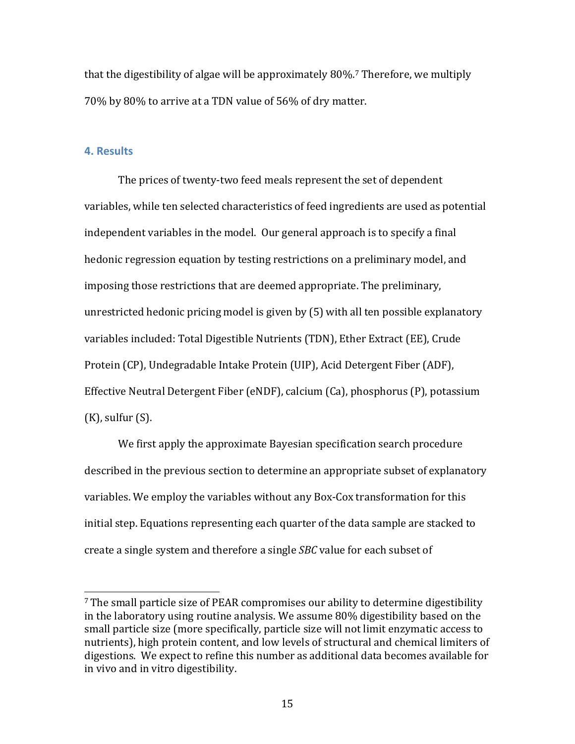that the digestibility of algae will be approximately 80%.[7] Therefore, we multiply 70% by 80% to arrive at a TDN value of 56% of dry matter.

## 4. Results

The prices of twenty-two feed meals represent the set of dependent variables, while ten selected characteristics of feed ingredients are used as potential independent variables in the model. Our general approach is to specify a final hedonic regression equation by testing restrictions on a preliminary model, and imposing those restrictions that are deemed appropriate. The preliminary, unrestricted hedonic pricing model is given by (5) with all ten possible explanatory variables included: Total Digestible Nutrients (TDN), Ether Extract (EE), Crude Protein (CP), Undegradable Intake Protein (UIP), Acid Detergent Fiber (ADF), Effective Neutral Detergent Fiber (eNDF), calcium (Ca), phosphorus (P), potassium (K), sulfur (S).

We first apply the approximate Bayesian specification search procedure described in the previous section to determine an appropriate subset of explanatory variables. We employ the variables without any Box-Cox transformation for this initial step. Equations representing each quarter of the data sample are stacked to create a single system and therefore a single *SBC* value for each subset of

[7] The small particle size of PEAR compromises our ability to determine digestibility in the laboratory using routine analysis. We assume 80% digestibility based on the small particle size (more specifically, particle size will not limit enzymatic access to nutrients), high protein content, and low levels of structural and chemical limiters of digestions. We expect to refine this number as additional data becomes available for in vivo and in vitro digestibility.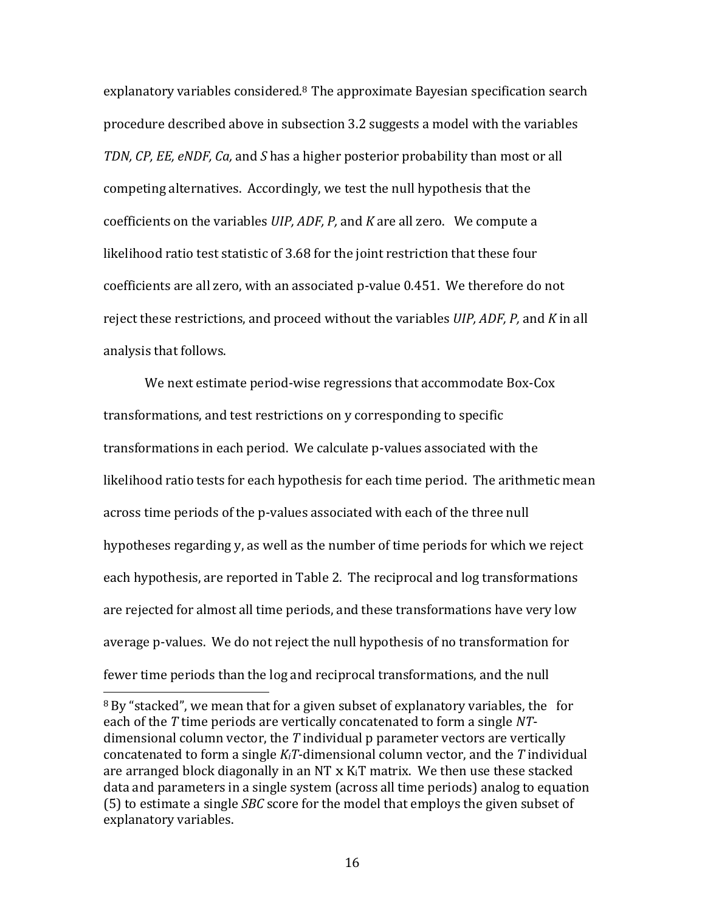explanatory variables considered.[8] The approximate Bayesian specification search procedure described above in subsection 3.2 suggests a model with the variables *TDN, CP, EE, eNDF, Ca,* and *S* has a higher posterior probability than most or all competing alternatives. Accordingly, we test the null hypothesis that the coefficients on the variables *UIP, ADF, P,* and *K* are all zero. We compute a likelihood ratio test statistic of 3.68 for the joint restriction that these four coefficients are all zero, with an associated p-value 0.451. We therefore do not reject these restrictions, and proceed without the variables *UIP, ADF, P,* and *K* in all analysis that follows.

We next estimate period-wise regressions that accommodate Box-Cox transformations, and test restrictions on y corresponding to specific transformations in each period. We calculate p-values associated with the likelihood ratio tests for each hypothesis for each time period. The arithmetic mean across time periods of the p-values associated with each of the three null hypotheses regarding y, as well as the number of time periods for which we reject each hypothesis, are reported in Table 2. The reciprocal and log transformations are rejected for almost all time periods, and these transformations have very low average p-values. We do not reject the null hypothesis of no transformation for fewer time periods than the log and reciprocal transformations, and the null

---

[8] By "stacked", we mean that for a given subset of explanatory variables, the for each of the *T* time periods are vertically concatenated to form a single *NT*-dimensional column vector, the *T* individual p parameter vectors are vertically concatenated to form a single $K_iT$-dimensional column vector, and the *T* individual are arranged block diagonally in an NT x $K_iT$ matrix. We then use these stacked data and parameters in a single system (across all time periods) analog to equation (5) to estimate a single *SBC* score for the model that employs the given subset of explanatory variables.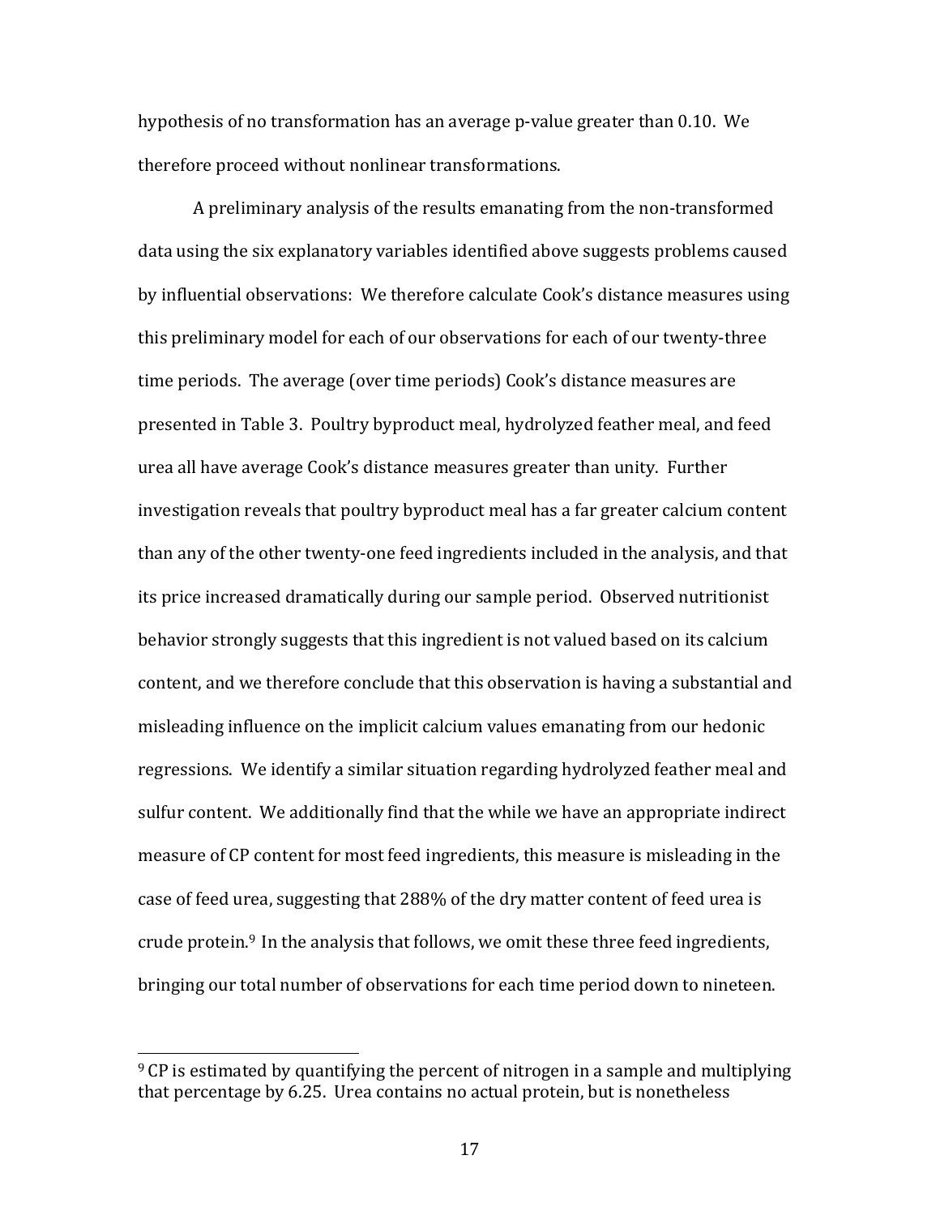hypothesis of no transformation has an average p-value greater than 0.10. We therefore proceed without nonlinear transformations.

A preliminary analysis of the results emanating from the non-transformed data using the six explanatory variables identified above suggests problems caused by influential observations: We therefore calculate Cook's distance measures using this preliminary model for each of our observations for each of our twenty-three time periods. The average (over time periods) Cook's distance measures are presented in Table 3. Poultry byproduct meal, hydrolyzed feather meal, and feed urea all have average Cook's distance measures greater than unity. Further investigation reveals that poultry byproduct meal has a far greater calcium content than any of the other twenty-one feed ingredients included in the analysis, and that its price increased dramatically during our sample period. Observed nutritionist behavior strongly suggests that this ingredient is not valued based on its calcium content, and we therefore conclude that this observation is having a substantial and misleading influence on the implicit calcium values emanating from our hedonic regressions. We identify a similar situation regarding hydrolyzed feather meal and sulfur content. We additionally find that the while we have an appropriate indirect measure of CP content for most feed ingredients, this measure is misleading in the case of feed urea, suggesting that 288% of the dry matter content of feed urea is crude protein.[9] In the analysis that follows, we omit these three feed ingredients, bringing our total number of observations for each time period down to nineteen.

[9] CP is estimated by quantifying the percent of nitrogen in a sample and multiplying that percentage by 6.25. Urea contains no actual protein, but is nonetheless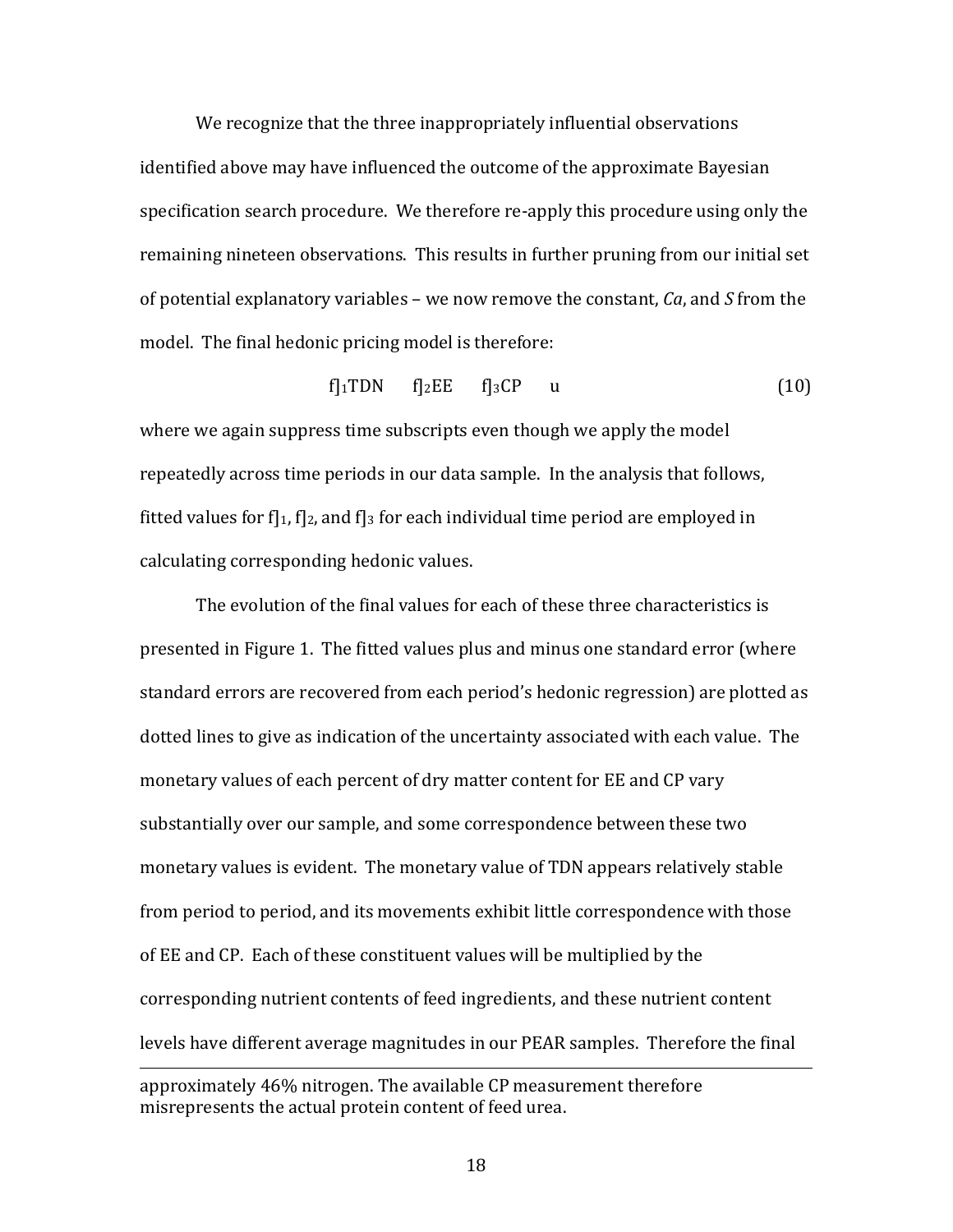We recognize that the three inappropriately influential observations identified above may have influenced the outcome of the approximate Bayesian specification search procedure. We therefore re-apply this procedure using only the remaining nineteen observations. This results in further pruning from our initial set of potential explanatory variables – we now remove the constant, *Ca*, and *S* from the model. The final hedonic pricing model is therefore:

$$f]_1 \text{TDN} \qquad f]_2 \text{EE} \qquad f]_3 \text{CP} \qquad u \tag{10}$$

where we again suppress time subscripts even though we apply the model repeatedly across time periods in our data sample. In the analysis that follows, fitted values for f]$_1$, f]$_2$, and f]$_3$ for each individual time period are employed in calculating corresponding hedonic values.

The evolution of the final values for each of these three characteristics is presented in Figure 1. The fitted values plus and minus one standard error (where standard errors are recovered from each period's hedonic regression) are plotted as dotted lines to give as indication of the uncertainty associated with each value. The monetary values of each percent of dry matter content for EE and CP vary substantially over our sample, and some correspondence between these two monetary values is evident. The monetary value of TDN appears relatively stable from period to period, and its movements exhibit little correspondence with those of EE and CP. Each of these constituent values will be multiplied by the corresponding nutrient contents of feed ingredients, and these nutrient content levels have different average magnitudes in our PEAR samples. Therefore the final

---

approximately 46% nitrogen. The available CP measurement therefore misrepresents the actual protein content of feed urea.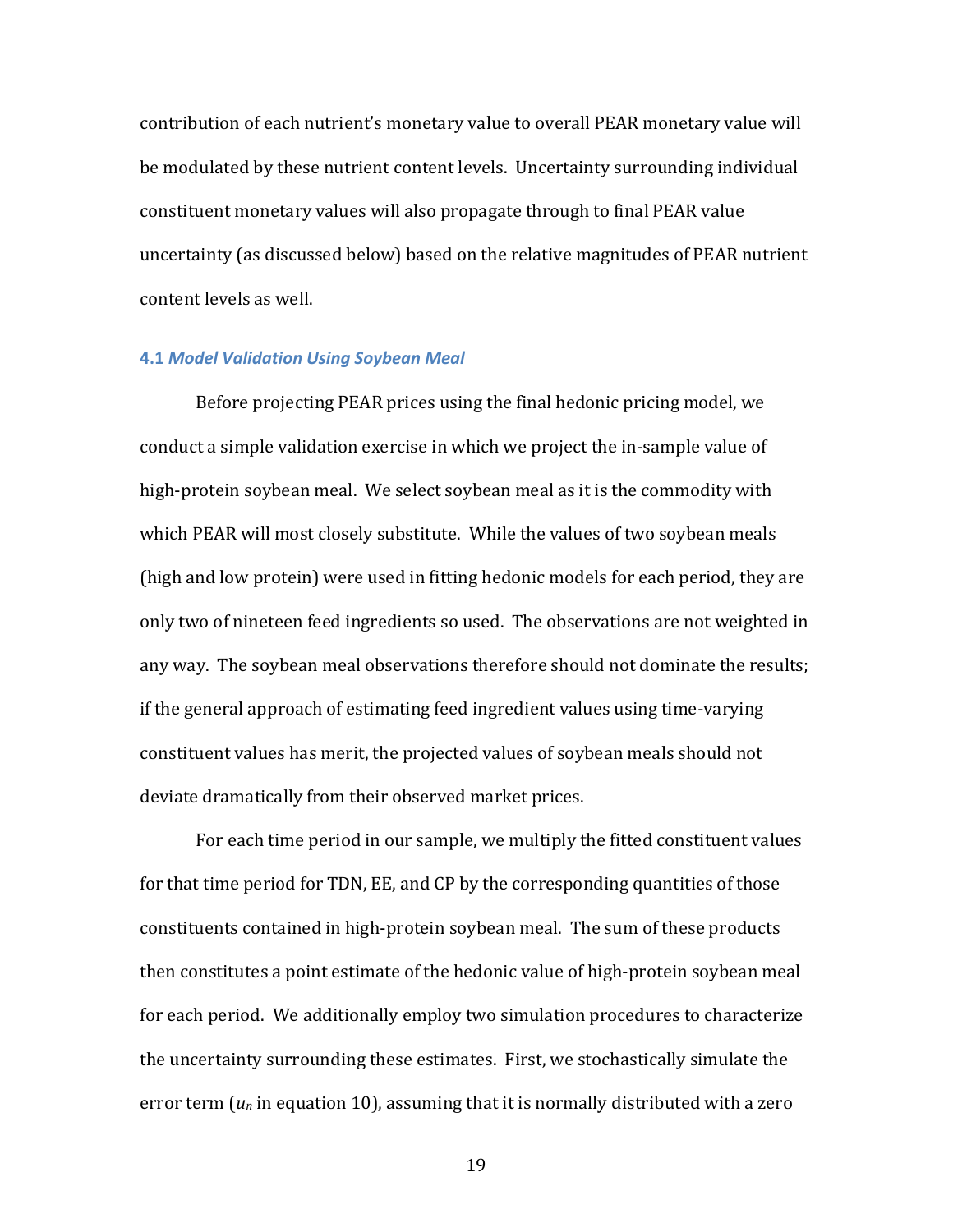contribution of each nutrient's monetary value to overall PEAR monetary value will be modulated by these nutrient content levels. Uncertainty surrounding individual constituent monetary values will also propagate through to final PEAR value uncertainty (as discussed below) based on the relative magnitudes of PEAR nutrient content levels as well.

### 4.1 *Model Validation Using Soybean Meal*

Before projecting PEAR prices using the final hedonic pricing model, we conduct a simple validation exercise in which we project the in-sample value of high-protein soybean meal. We select soybean meal as it is the commodity with which PEAR will most closely substitute. While the values of two soybean meals (high and low protein) were used in fitting hedonic models for each period, they are only two of nineteen feed ingredients so used. The observations are not weighted in any way. The soybean meal observations therefore should not dominate the results; if the general approach of estimating feed ingredient values using time-varying constituent values has merit, the projected values of soybean meals should not deviate dramatically from their observed market prices.

For each time period in our sample, we multiply the fitted constituent values for that time period for TDN, EE, and CP by the corresponding quantities of those constituents contained in high-protein soybean meal. The sum of these products then constitutes a point estimate of the hedonic value of high-protein soybean meal for each period. We additionally employ two simulation procedures to characterize the uncertainty surrounding these estimates. First, we stochastically simulate the error term ($u_n$ in equation 10), assuming that it is normally distributed with a zero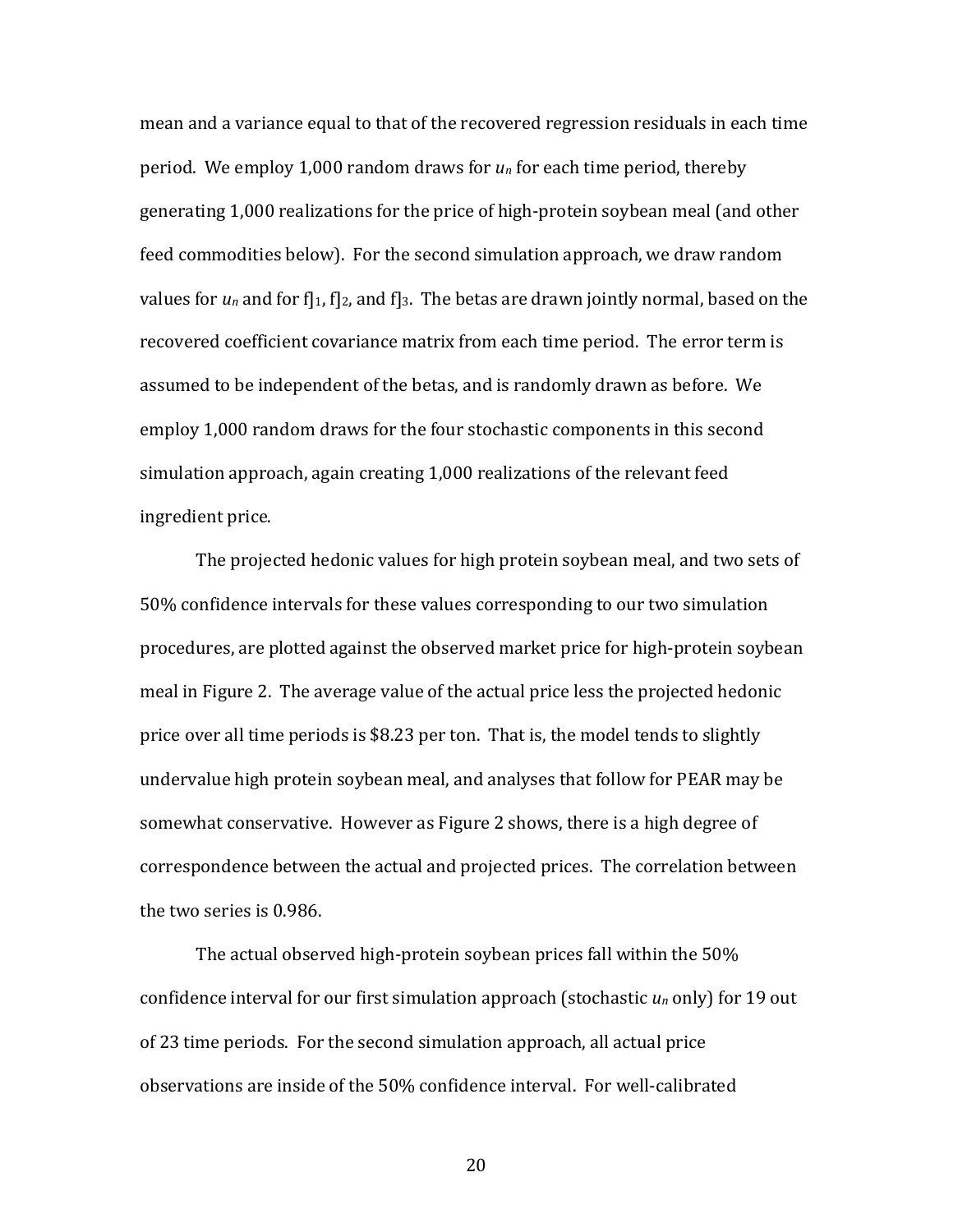mean and a variance equal to that of the recovered regression residuals in each time period. We employ 1,000 random draws for $u_n$ for each time period, thereby generating 1,000 realizations for the price of high-protein soybean meal (and other feed commodities below). For the second simulation approach, we draw random values for $u_n$ and for $\beta_1$, $\beta_2$, and $\beta_3$. The betas are drawn jointly normal, based on the recovered coefficient covariance matrix from each time period. The error term is assumed to be independent of the betas, and is randomly drawn as before. We employ 1,000 random draws for the four stochastic components in this second simulation approach, again creating 1,000 realizations of the relevant feed ingredient price.

The projected hedonic values for high protein soybean meal, and two sets of 50% confidence intervals for these values corresponding to our two simulation procedures, are plotted against the observed market price for high-protein soybean meal in Figure 2. The average value of the actual price less the projected hedonic price over all time periods is $8.23 per ton. That is, the model tends to slightly undervalue high protein soybean meal, and analyses that follow for PEAR may be somewhat conservative. However as Figure 2 shows, there is a high degree of correspondence between the actual and projected prices. The correlation between the two series is 0.986.

The actual observed high-protein soybean prices fall within the 50% confidence interval for our first simulation approach (stochastic $u_n$ only) for 19 out of 23 time periods. For the second simulation approach, all actual price observations are inside of the 50% confidence interval. For well-calibrated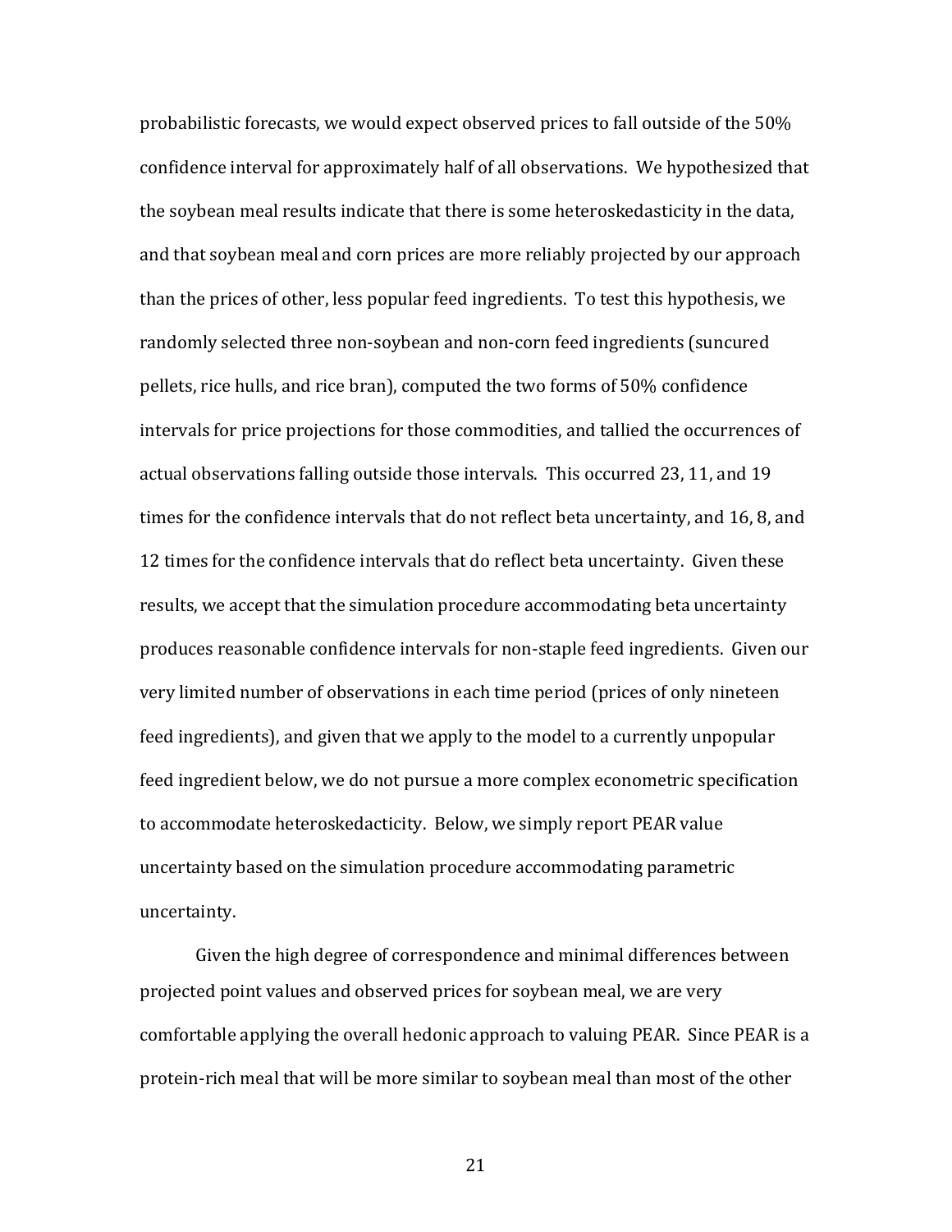probabilistic forecasts, we would expect observed prices to fall outside of the 50% confidence interval for approximately half of all observations. We hypothesized that the soybean meal results indicate that there is some heteroskedasticity in the data, and that soybean meal and corn prices are more reliably projected by our approach than the prices of other, less popular feed ingredients. To test this hypothesis, we randomly selected three non-soybean and non-corn feed ingredients (suncured pellets, rice hulls, and rice bran), computed the two forms of 50% confidence intervals for price projections for those commodities, and tallied the occurrences of actual observations falling outside those intervals. This occurred 23, 11, and 19 times for the confidence intervals that do not reflect beta uncertainty, and 16, 8, and 12 times for the confidence intervals that do reflect beta uncertainty. Given these results, we accept that the simulation procedure accommodating beta uncertainty produces reasonable confidence intervals for non-staple feed ingredients. Given our very limited number of observations in each time period (prices of only nineteen feed ingredients), and given that we apply to the model to a currently unpopular feed ingredient below, we do not pursue a more complex econometric specification to accommodate heteroskedacticity. Below, we simply report PEAR value uncertainty based on the simulation procedure accommodating parametric uncertainty.

Given the high degree of correspondence and minimal differences between projected point values and observed prices for soybean meal, we are very comfortable applying the overall hedonic approach to valuing PEAR. Since PEAR is a protein-rich meal that will be more similar to soybean meal than most of the other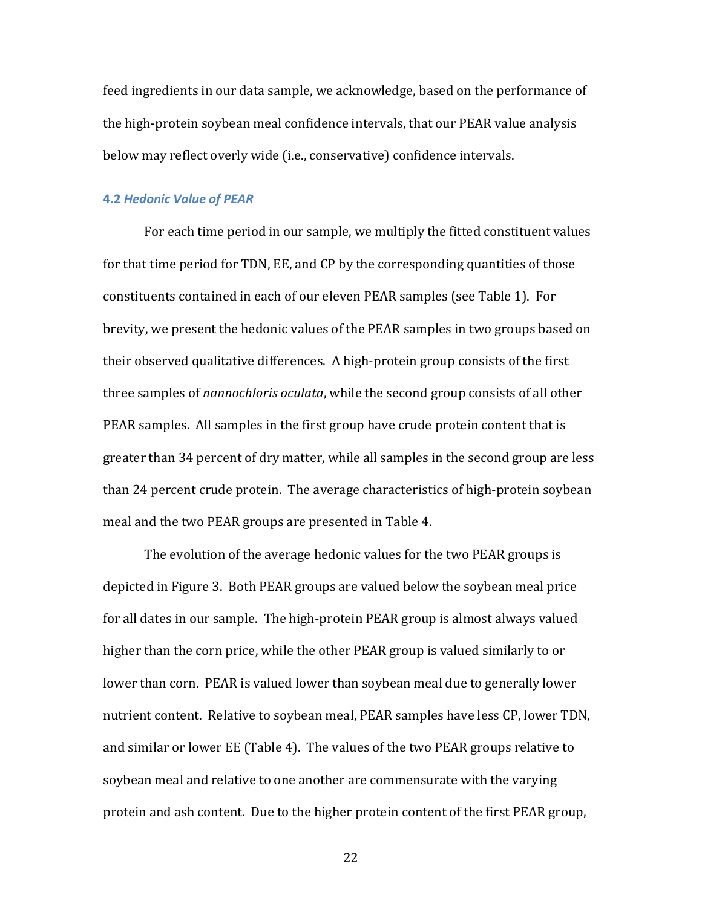feed ingredients in our data sample, we acknowledge, based on the performance of the high-protein soybean meal confidence intervals, that our PEAR value analysis below may reflect overly wide (i.e., conservative) confidence intervals.

### 4.2 *Hedonic Value of PEAR*

For each time period in our sample, we multiply the fitted constituent values for that time period for TDN, EE, and CP by the corresponding quantities of those constituents contained in each of our eleven PEAR samples (see Table 1). For brevity, we present the hedonic values of the PEAR samples in two groups based on their observed qualitative differences. A high-protein group consists of the first three samples of *nannochloris oculata*, while the second group consists of all other PEAR samples. All samples in the first group have crude protein content that is greater than 34 percent of dry matter, while all samples in the second group are less than 24 percent crude protein. The average characteristics of high-protein soybean meal and the two PEAR groups are presented in Table 4.

The evolution of the average hedonic values for the two PEAR groups is depicted in Figure 3. Both PEAR groups are valued below the soybean meal price for all dates in our sample. The high-protein PEAR group is almost always valued higher than the corn price, while the other PEAR group is valued similarly to or lower than corn. PEAR is valued lower than soybean meal due to generally lower nutrient content. Relative to soybean meal, PEAR samples have less CP, lower TDN, and similar or lower EE (Table 4). The values of the two PEAR groups relative to soybean meal and relative to one another are commensurate with the varying protein and ash content. Due to the higher protein content of the first PEAR group,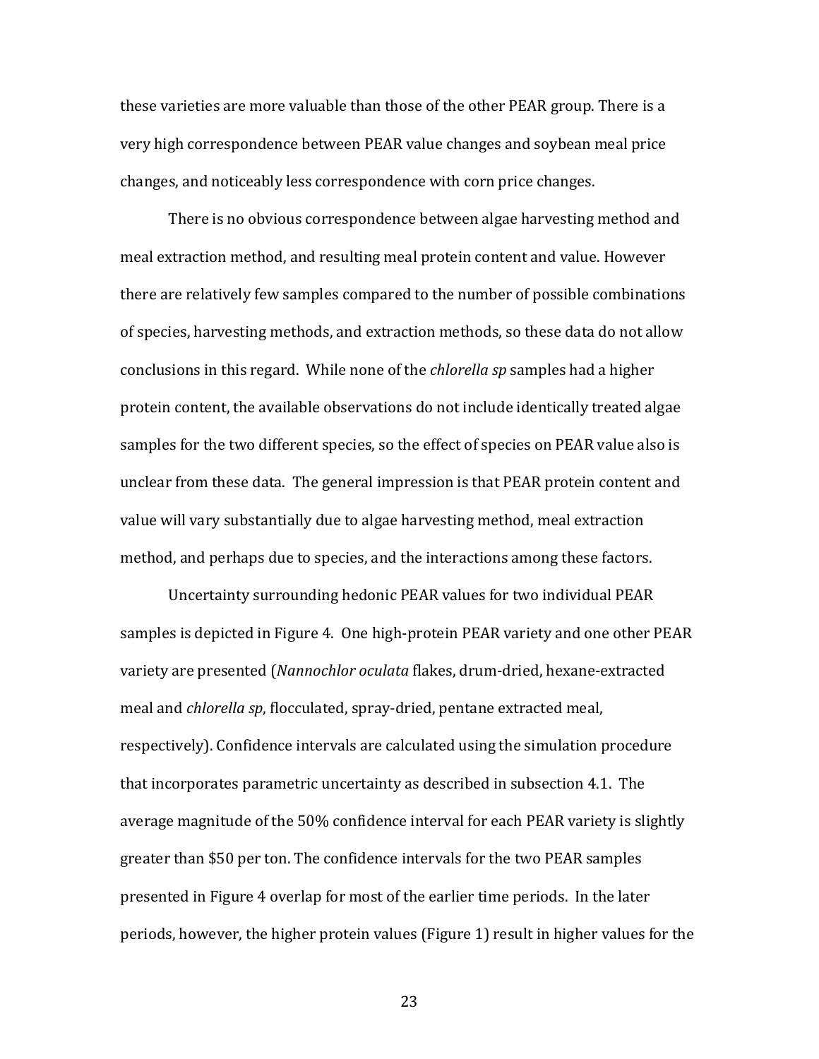these varieties are more valuable than those of the other PEAR group. There is a very high correspondence between PEAR value changes and soybean meal price changes, and noticeably less correspondence with corn price changes.

There is no obvious correspondence between algae harvesting method and meal extraction method, and resulting meal protein content and value. However there are relatively few samples compared to the number of possible combinations of species, harvesting methods, and extraction methods, so these data do not allow conclusions in this regard. While none of the *chlorella sp* samples had a higher protein content, the available observations do not include identically treated algae samples for the two different species, so the effect of species on PEAR value also is unclear from these data. The general impression is that PEAR protein content and value will vary substantially due to algae harvesting method, meal extraction method, and perhaps due to species, and the interactions among these factors.

Uncertainty surrounding hedonic PEAR values for two individual PEAR samples is depicted in Figure 4. One high-protein PEAR variety and one other PEAR variety are presented (*Nannochlor oculata* flakes, drum-dried, hexane-extracted meal and *chlorella sp*, flocculated, spray-dried, pentane extracted meal, respectively). Confidence intervals are calculated using the simulation procedure that incorporates parametric uncertainty as described in subsection 4.1. The average magnitude of the 50% confidence interval for each PEAR variety is slightly greater than $50 per ton. The confidence intervals for the two PEAR samples presented in Figure 4 overlap for most of the earlier time periods. In the later periods, however, the higher protein values (Figure 1) result in higher values for the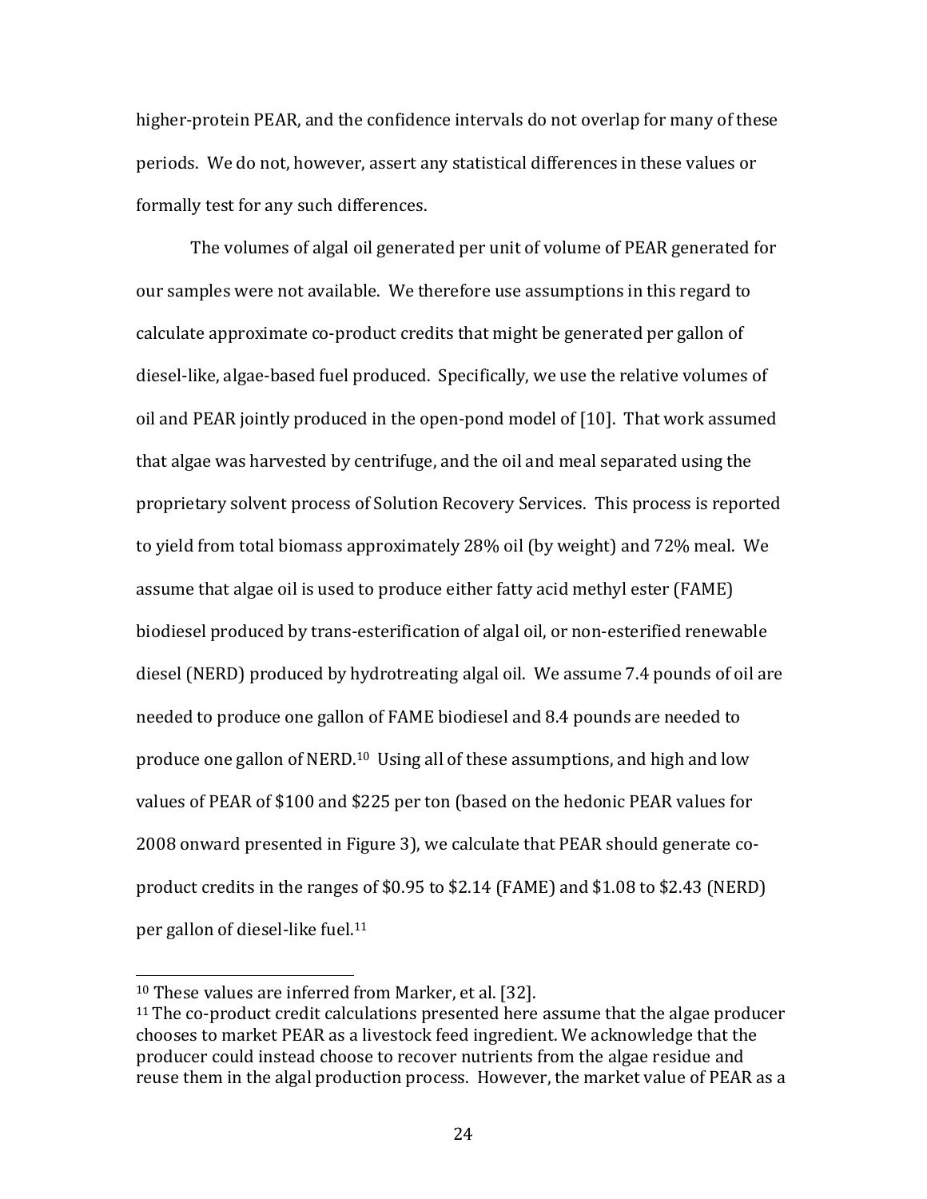higher-protein PEAR, and the confidence intervals do not overlap for many of these periods. We do not, however, assert any statistical differences in these values or formally test for any such differences.

The volumes of algal oil generated per unit of volume of PEAR generated for our samples were not available. We therefore use assumptions in this regard to calculate approximate co-product credits that might be generated per gallon of diesel-like, algae-based fuel produced. Specifically, we use the relative volumes of oil and PEAR jointly produced in the open-pond model of [10]. That work assumed that algae was harvested by centrifuge, and the oil and meal separated using the proprietary solvent process of Solution Recovery Services. This process is reported to yield from total biomass approximately 28% oil (by weight) and 72% meal. We assume that algae oil is used to produce either fatty acid methyl ester (FAME) biodiesel produced by trans-esterification of algal oil, or non-esterified renewable diesel (NERD) produced by hydrotreating algal oil. We assume 7.4 pounds of oil are needed to produce one gallon of FAME biodiesel and 8.4 pounds are needed to produce one gallon of NERD.[10] Using all of these assumptions, and high and low values of PEAR of \$100 and \$225 per ton (based on the hedonic PEAR values for 2008 onward presented in Figure 3), we calculate that PEAR should generate co-product credits in the ranges of \$0.95 to \$2.14 (FAME) and \$1.08 to \$2.43 (NERD) per gallon of diesel-like fuel.[11]

---

[10] These values are inferred from Marker, et al. [32].

[11] The co-product credit calculations presented here assume that the algae producer chooses to market PEAR as a livestock feed ingredient. We acknowledge that the producer could instead choose to recover nutrients from the algae residue and reuse them in the algal production process. However, the market value of PEAR as a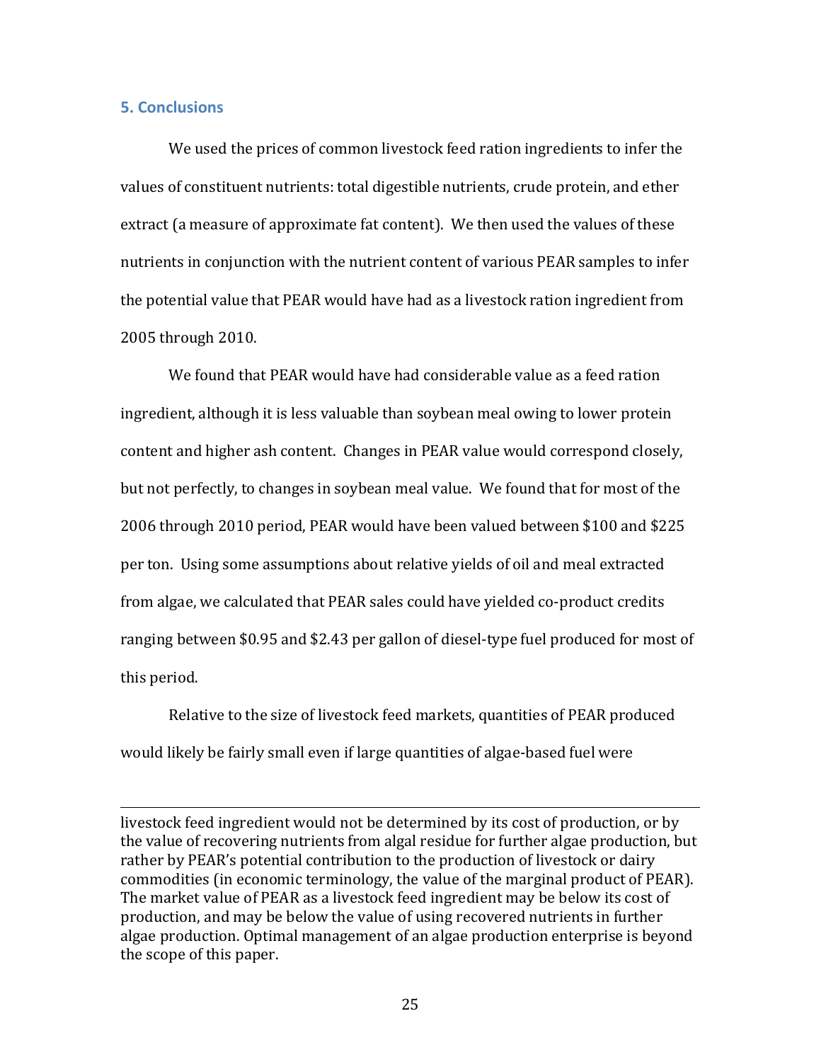## 5. Conclusions

We used the prices of common livestock feed ration ingredients to infer the values of constituent nutrients: total digestible nutrients, crude protein, and ether extract (a measure of approximate fat content). We then used the values of these nutrients in conjunction with the nutrient content of various PEAR samples to infer the potential value that PEAR would have had as a livestock ration ingredient from 2005 through 2010.

We found that PEAR would have had considerable value as a feed ration ingredient, although it is less valuable than soybean meal owing to lower protein content and higher ash content. Changes in PEAR value would correspond closely, but not perfectly, to changes in soybean meal value. We found that for most of the 2006 through 2010 period, PEAR would have been valued between $100 and $225 per ton. Using some assumptions about relative yields of oil and meal extracted from algae, we calculated that PEAR sales could have yielded co-product credits ranging between $0.95 and $2.43 per gallon of diesel-type fuel produced for most of this period.

Relative to the size of livestock feed markets, quantities of PEAR produced would likely be fairly small even if large quantities of algae-based fuel were

---

livestock feed ingredient would not be determined by its cost of production, or by the value of recovering nutrients from algal residue for further algae production, but rather by PEAR's potential contribution to the production of livestock or dairy commodities (in economic terminology, the value of the marginal product of PEAR). The market value of PEAR as a livestock feed ingredient may be below its cost of production, and may be below the value of using recovered nutrients in further algae production. Optimal management of an algae production enterprise is beyond the scope of this paper.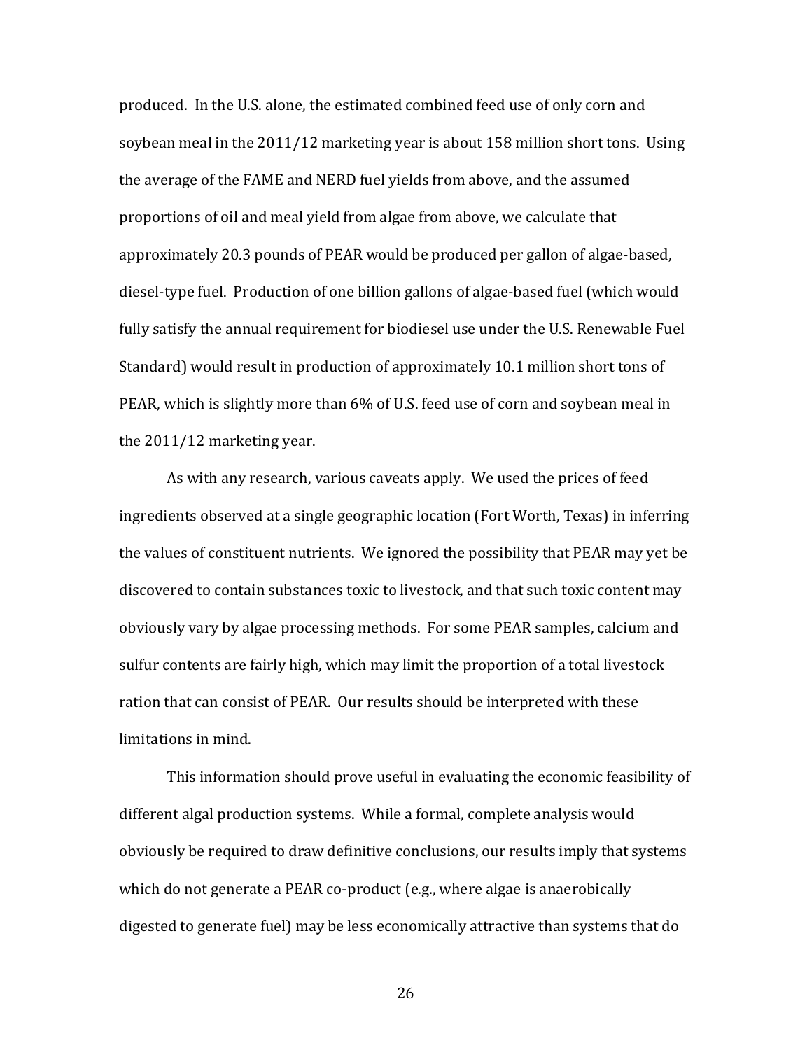produced. In the U.S. alone, the estimated combined feed use of only corn and soybean meal in the 2011/12 marketing year is about 158 million short tons. Using the average of the FAME and NERD fuel yields from above, and the assumed proportions of oil and meal yield from algae from above, we calculate that approximately 20.3 pounds of PEAR would be produced per gallon of algae-based, diesel-type fuel. Production of one billion gallons of algae-based fuel (which would fully satisfy the annual requirement for biodiesel use under the U.S. Renewable Fuel Standard) would result in production of approximately 10.1 million short tons of PEAR, which is slightly more than 6% of U.S. feed use of corn and soybean meal in the 2011/12 marketing year.

As with any research, various caveats apply. We used the prices of feed ingredients observed at a single geographic location (Fort Worth, Texas) in inferring the values of constituent nutrients. We ignored the possibility that PEAR may yet be discovered to contain substances toxic to livestock, and that such toxic content may obviously vary by algae processing methods. For some PEAR samples, calcium and sulfur contents are fairly high, which may limit the proportion of a total livestock ration that can consist of PEAR. Our results should be interpreted with these limitations in mind.

This information should prove useful in evaluating the economic feasibility of different algal production systems. While a formal, complete analysis would obviously be required to draw definitive conclusions, our results imply that systems which do not generate a PEAR co-product (e.g., where algae is anaerobically digested to generate fuel) may be less economically attractive than systems that do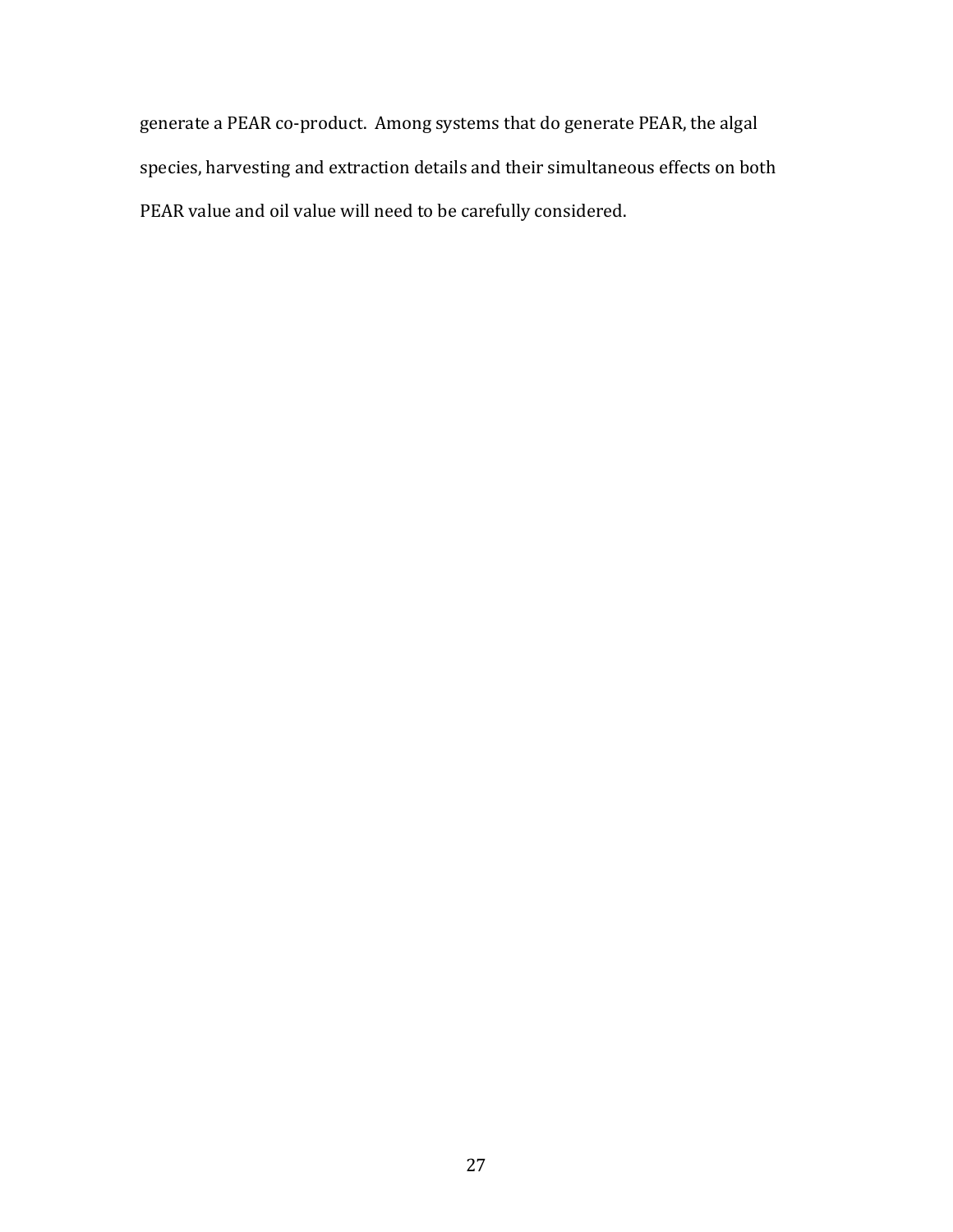generate a PEAR co-product. Among systems that do generate PEAR, the algal species, harvesting and extraction details and their simultaneous effects on both PEAR value and oil value will need to be carefully considered.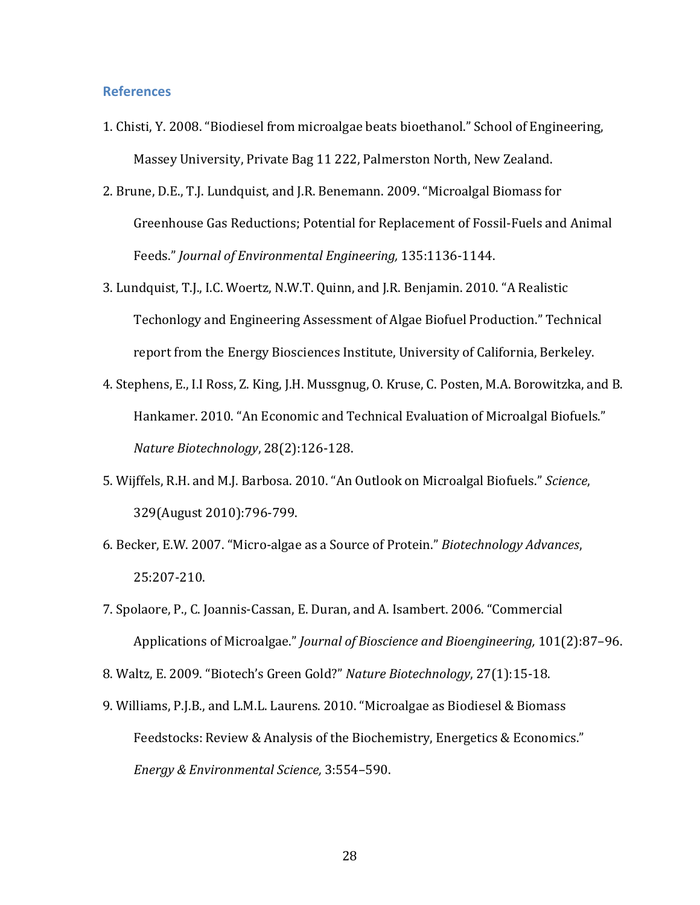## References

1. Chisti, Y. 2008. "Biodiesel from microalgae beats bioethanol." School of Engineering, Massey University, Private Bag 11 222, Palmerston North, New Zealand.

2. Brune, D.E., T.J. Lundquist, and J.R. Benemann. 2009. "Microalgal Biomass for Greenhouse Gas Reductions; Potential for Replacement of Fossil-Fuels and Animal Feeds." *Journal of Environmental Engineering,* 135:1136-1144.

3. Lundquist, T.J., I.C. Woertz, N.W.T. Quinn, and J.R. Benjamin. 2010. "A Realistic Techonlogy and Engineering Assessment of Algae Biofuel Production." Technical report from the Energy Biosciences Institute, University of California, Berkeley.

4. Stephens, E., I.I Ross, Z. King, J.H. Mussgnug, O. Kruse, C. Posten, M.A. Borowitzka, and B. Hankamer. 2010. "An Economic and Technical Evaluation of Microalgal Biofuels." *Nature Biotechnology*, 28(2):126-128.

5. Wijffels, R.H. and M.J. Barbosa. 2010. "An Outlook on Microalgal Biofuels." *Science*, 329(August 2010):796-799.

6. Becker, E.W. 2007. "Micro-algae as a Source of Protein." *Biotechnology Advances*, 25:207-210.

7. Spolaore, P., C. Joannis-Cassan, E. Duran, and A. Isambert. 2006. "Commercial Applications of Microalgae." *Journal of Bioscience and Bioengineering,* 101(2):87–96.

8. Waltz, E. 2009. "Biotech's Green Gold?" *Nature Biotechnology*, 27(1):15-18.

9. Williams, P.J.B., and L.M.L. Laurens. 2010. "Microalgae as Biodiesel & Biomass Feedstocks: Review & Analysis of the Biochemistry, Energetics & Economics." *Energy & Environmental Science,* 3:554–590.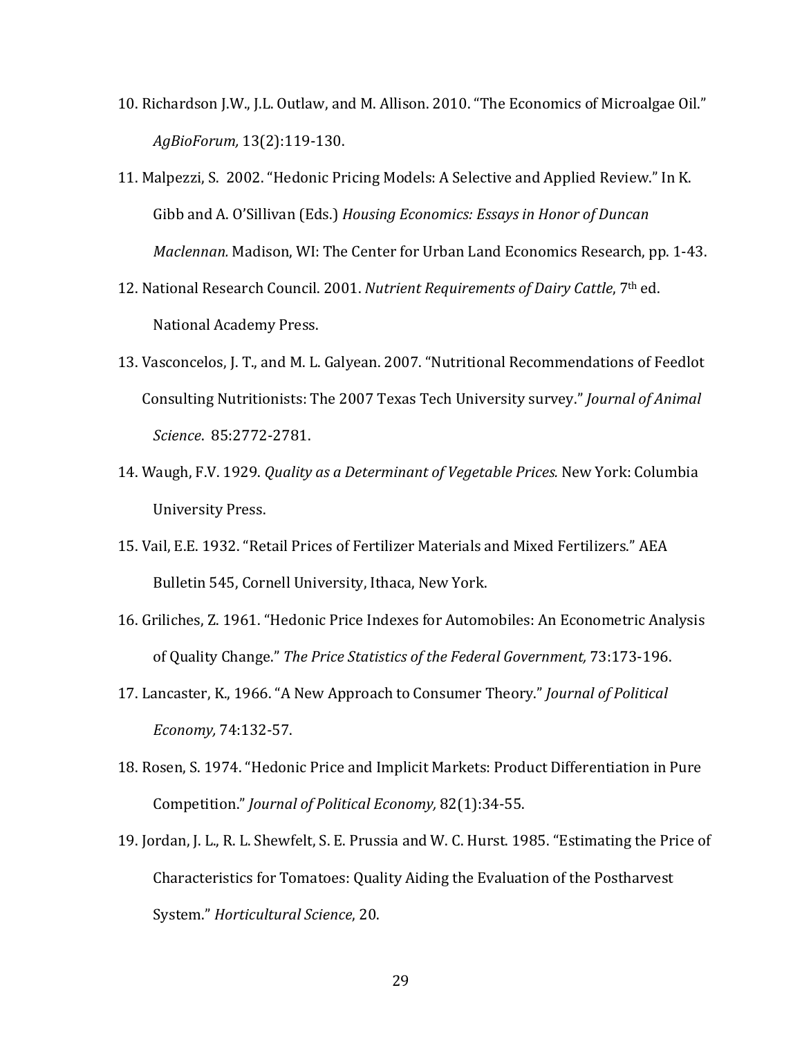10. Richardson J.W., J.L. Outlaw, and M. Allison. 2010. "The Economics of Microalgae Oil." *AgBioForum,* 13(2):119-130.

11. Malpezzi, S. 2002. "Hedonic Pricing Models: A Selective and Applied Review." In K. Gibb and A. O'Sillivan (Eds.) *Housing Economics: Essays in Honor of Duncan Maclennan.* Madison, WI: The Center for Urban Land Economics Research, pp. 1-43.

12. National Research Council. 2001. *Nutrient Requirements of Dairy Cattle*, 7th ed. National Academy Press.

13. Vasconcelos, J. T., and M. L. Galyean. 2007. "Nutritional Recommendations of Feedlot Consulting Nutritionists: The 2007 Texas Tech University survey." *Journal of Animal Science*. 85:2772-2781.

14. Waugh, F.V. 1929. *Quality as a Determinant of Vegetable Prices.* New York: Columbia University Press.

15. Vail, E.E. 1932. "Retail Prices of Fertilizer Materials and Mixed Fertilizers." AEA Bulletin 545, Cornell University, Ithaca, New York.

16. Griliches, Z. 1961. "Hedonic Price Indexes for Automobiles: An Econometric Analysis of Quality Change." *The Price Statistics of the Federal Government,* 73:173-196.

17. Lancaster, K., 1966. "A New Approach to Consumer Theory." *Journal of Political Economy,* 74:132-57.

18. Rosen, S. 1974. "Hedonic Price and Implicit Markets: Product Differentiation in Pure Competition." *Journal of Political Economy,* 82(1):34-55.

19. Jordan, J. L., R. L. Shewfelt, S. E. Prussia and W. C. Hurst. 1985. "Estimating the Price of Characteristics for Tomatoes: Quality Aiding the Evaluation of the Postharvest System." *Horticultural Science*, 20.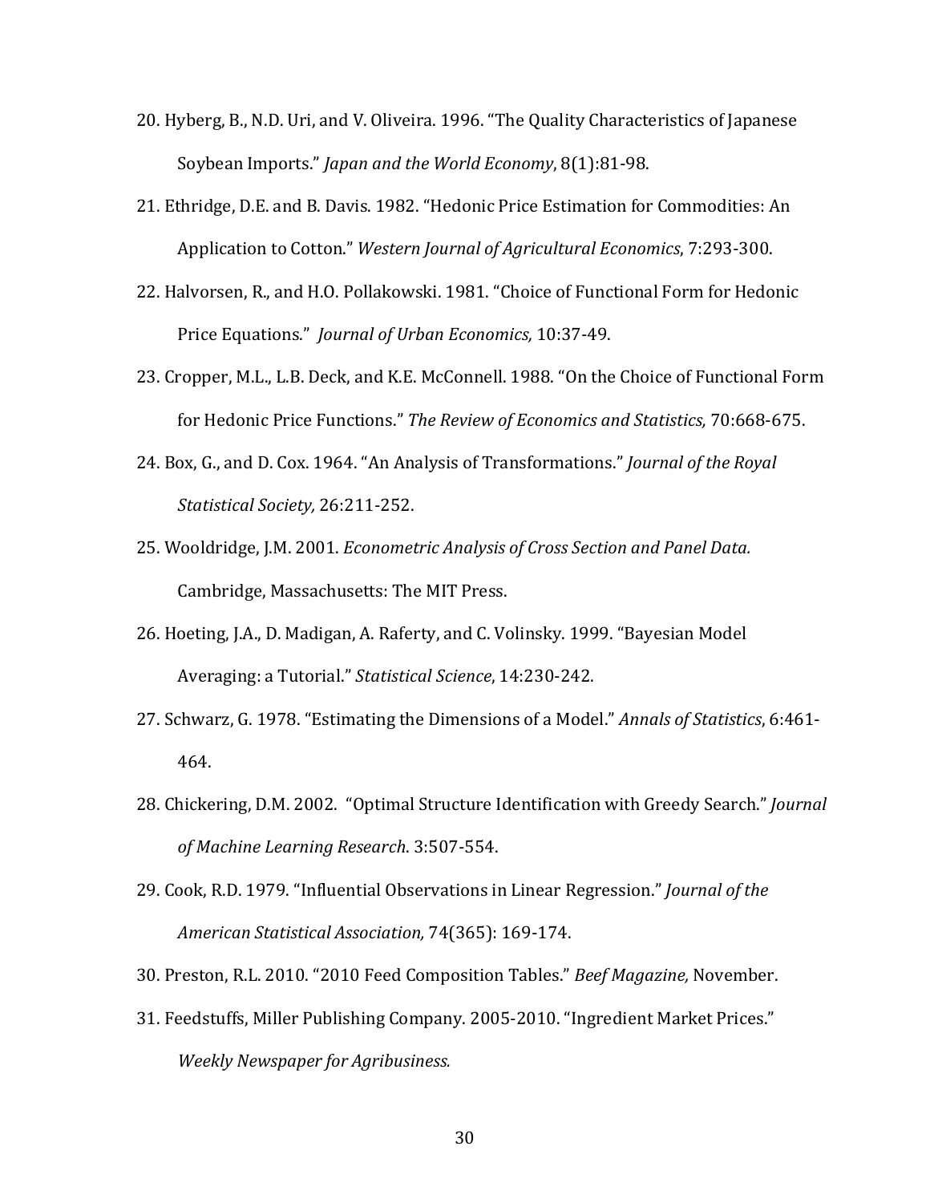20. Hyberg, B., N.D. Uri, and V. Oliveira. 1996. "The Quality Characteristics of Japanese Soybean Imports." *Japan and the World Economy*, 8(1):81-98.

21. Ethridge, D.E. and B. Davis. 1982. "Hedonic Price Estimation for Commodities: An Application to Cotton." *Western Journal of Agricultural Economics*, 7:293-300.

22. Halvorsen, R., and H.O. Pollakowski. 1981. "Choice of Functional Form for Hedonic Price Equations." *Journal of Urban Economics,* 10:37-49.

23. Cropper, M.L., L.B. Deck, and K.E. McConnell. 1988. "On the Choice of Functional Form for Hedonic Price Functions." *The Review of Economics and Statistics,* 70:668-675.

24. Box, G., and D. Cox. 1964. "An Analysis of Transformations." *Journal of the Royal Statistical Society,* 26:211-252.

25. Wooldridge, J.M. 2001. *Econometric Analysis of Cross Section and Panel Data.* Cambridge, Massachusetts: The MIT Press.

26. Hoeting, J.A., D. Madigan, A. Raferty, and C. Volinsky. 1999. "Bayesian Model Averaging: a Tutorial." *Statistical Science*, 14:230-242.

27. Schwarz, G. 1978. "Estimating the Dimensions of a Model." *Annals of Statistics*, 6:461-464.

28. Chickering, D.M. 2002. "Optimal Structure Identification with Greedy Search." *Journal of Machine Learning Research*. 3:507-554.

29. Cook, R.D. 1979. "Influential Observations in Linear Regression." *Journal of the American Statistical Association,* 74(365): 169-174.

30. Preston, R.L. 2010. "2010 Feed Composition Tables." *Beef Magazine,* November.

31. Feedstuffs, Miller Publishing Company. 2005-2010. "Ingredient Market Prices." *Weekly Newspaper for Agribusiness.*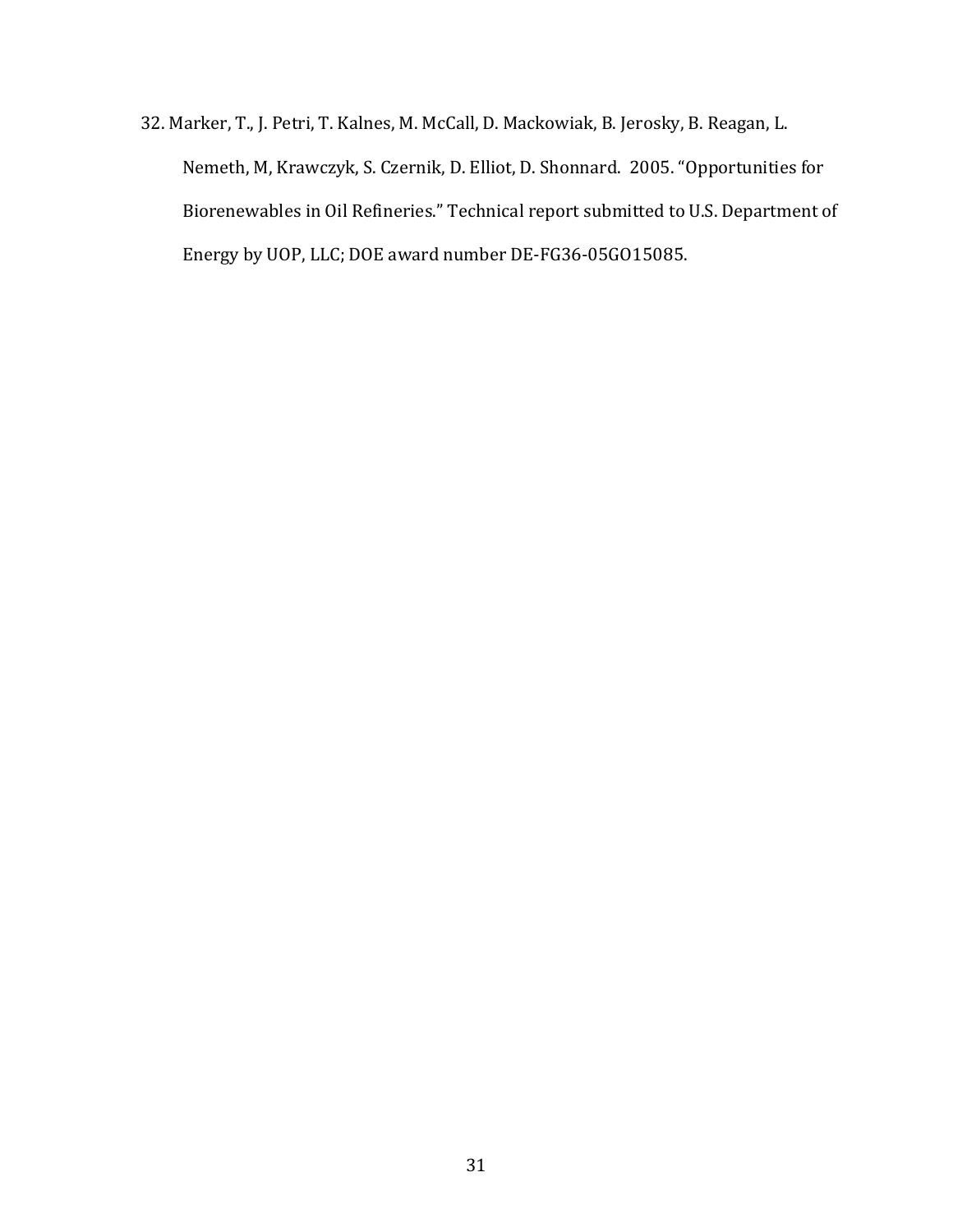32. Marker, T., J. Petri, T. Kalnes, M. McCall, D. Mackowiak, B. Jerosky, B. Reagan, L. Nemeth, M, Krawczyk, S. Czernik, D. Elliot, D. Shonnard. 2005. "Opportunities for Biorenewables in Oil Refineries." Technical report submitted to U.S. Department of Energy by UOP, LLC; DOE award number DE-FG36-05GO15085.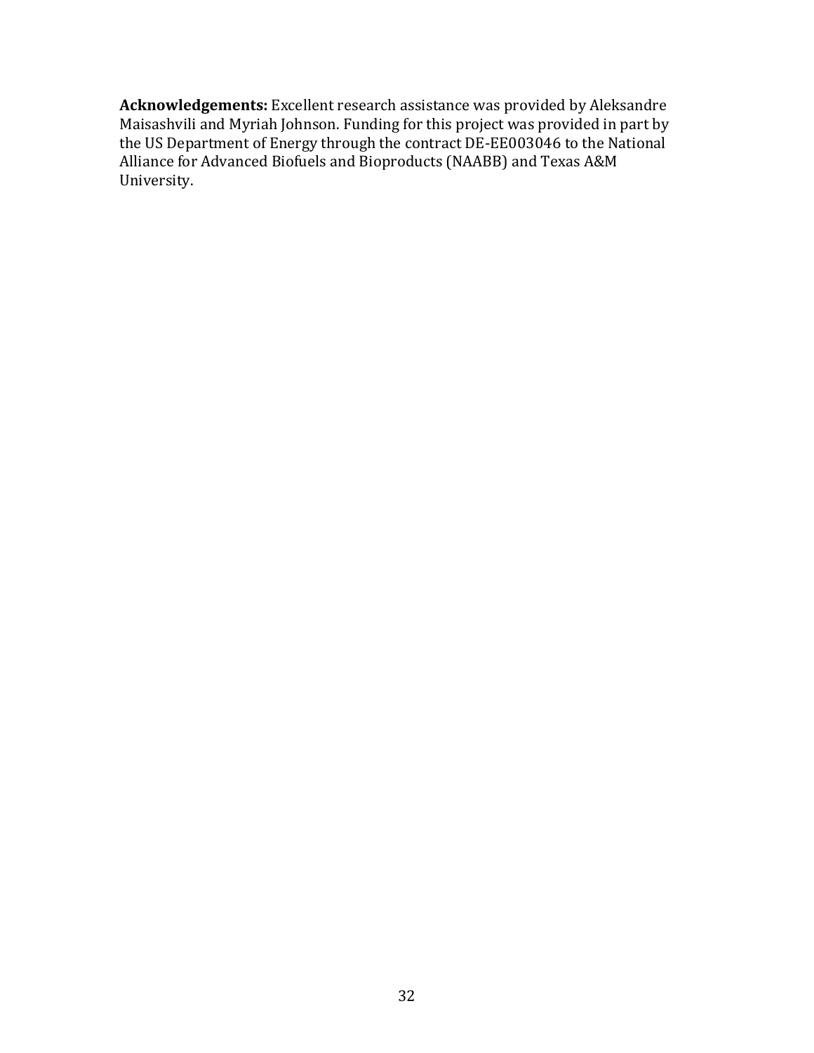**Acknowledgements:** Excellent research assistance was provided by Aleksandre Maisashvili and Myriah Johnson. Funding for this project was provided in part by the US Department of Energy through the contract DE-EE003046 to the National Alliance for Advanced Biofuels and Bioproducts (NAABB) and Texas A&M University.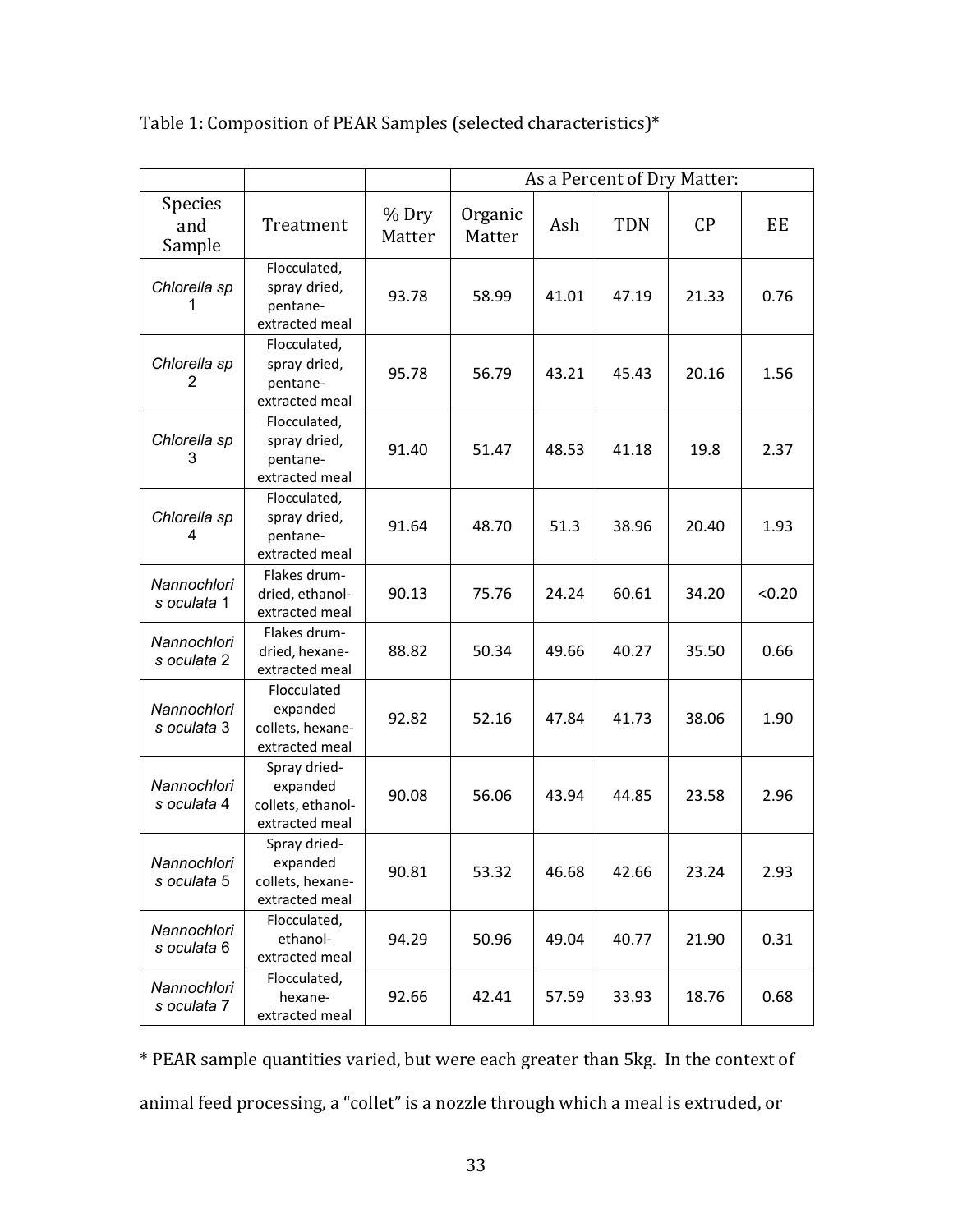Table 1: Composition of PEAR Samples (selected characteristics)*

| | | | As a Percent of Dry Matter: | | | | |
|---|---|---|---|---|---|---|---|
| Species and Sample | Treatment | % Dry Matter | Organic Matter | Ash | TDN | CP | EE |
| *Chlorella sp* 1 | Flocculated, spray dried, pentane-extracted meal | 93.78 | 58.99 | 41.01 | 47.19 | 21.33 | 0.76 |
| *Chlorella sp* 2 | Flocculated, spray dried, pentane-extracted meal | 95.78 | 56.79 | 43.21 | 45.43 | 20.16 | 1.56 |
| *Chlorella sp* 3 | Flocculated, spray dried, pentane-extracted meal | 91.40 | 51.47 | 48.53 | 41.18 | 19.8 | 2.37 |
| *Chlorella sp* 4 | Flocculated, spray dried, pentane-extracted meal | 91.64 | 48.70 | 51.3 | 38.96 | 20.40 | 1.93 |
| *Nannochloris oculata* 1 | Flakes drum-dried, ethanol-extracted meal | 90.13 | 75.76 | 24.24 | 60.61 | 34.20 | <0.20 |
| *Nannochloris oculata* 2 | Flakes drum-dried, hexane-extracted meal | 88.82 | 50.34 | 49.66 | 40.27 | 35.50 | 0.66 |
| *Nannochloris oculata* 3 | Flocculated expanded collets, hexane-extracted meal | 92.82 | 52.16 | 47.84 | 41.73 | 38.06 | 1.90 |
| *Nannochloris oculata* 4 | Spray dried-expanded collets, ethanol-extracted meal | 90.08 | 56.06 | 43.94 | 44.85 | 23.58 | 2.96 |
| *Nannochloris oculata* 5 | Spray dried-expanded collets, hexane-extracted meal | 90.81 | 53.32 | 46.68 | 42.66 | 23.24 | 2.93 |
| *Nannochloris oculata* 6 | Flocculated, ethanol-extracted meal | 94.29 | 50.96 | 49.04 | 40.77 | 21.90 | 0.31 |
| *Nannochloris oculata* 7 | Flocculated, hexane-extracted meal | 92.66 | 42.41 | 57.59 | 33.93 | 18.76 | 0.68 |

* PEAR sample quantities varied, but were each greater than 5kg. In the context of animal feed processing, a "collet" is a nozzle through which a meal is extruded, or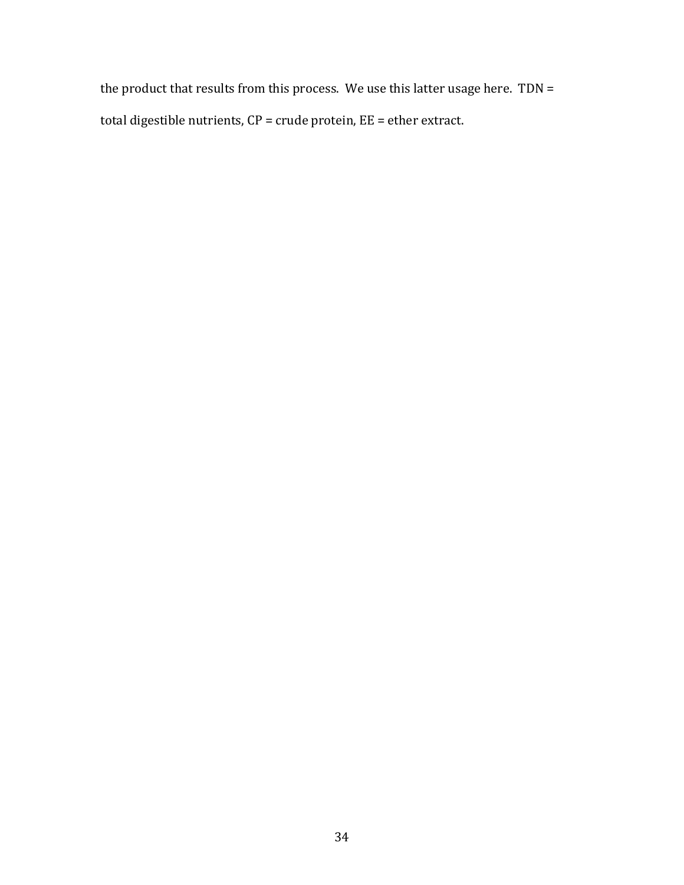the product that results from this process. We use this latter usage here. TDN = total digestible nutrients, CP = crude protein, EE = ether extract.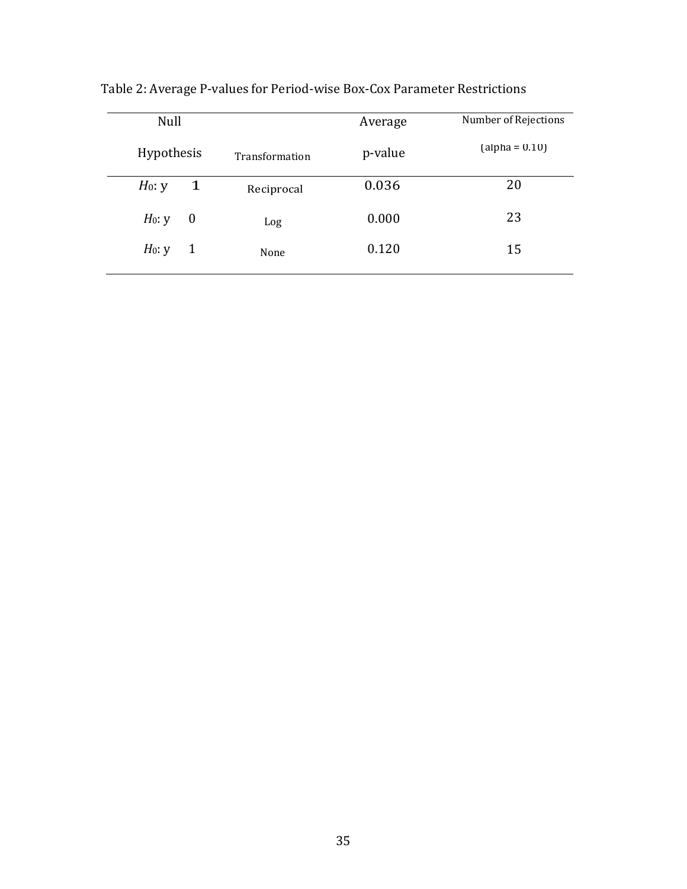Table 2: Average P-values for Period-wise Box-Cox Parameter Restrictions

| Null Hypothesis | Transformation | Average p-value | Number of Rejections (alpha = 0.10) |
|---|---|---|---|
| $H_0$: y 1 | Reciprocal | 0.036 | 20 |
| $H_0$: y 0 | Log | 0.000 | 23 |
| $H_0$: y 1 | None | 0.120 | 15 |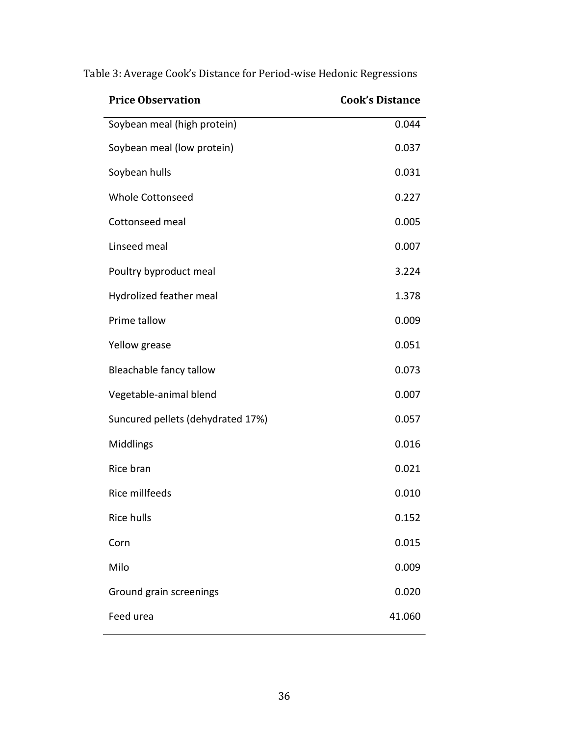Table 3: Average Cook's Distance for Period-wise Hedonic Regressions

| Price Observation | Cook's Distance |
|---|---|
| Soybean meal (high protein) | 0.044 |
| Soybean meal (low protein) | 0.037 |
| Soybean hulls | 0.031 |
| Whole Cottonseed | 0.227 |
| Cottonseed meal | 0.005 |
| Linseed meal | 0.007 |
| Poultry byproduct meal | 3.224 |
| Hydrolized feather meal | 1.378 |
| Prime tallow | 0.009 |
| Yellow grease | 0.051 |
| Bleachable fancy tallow | 0.073 |
| Vegetable-animal blend | 0.007 |
| Suncured pellets (dehydrated 17%) | 0.057 |
| Middlings | 0.016 |
| Rice bran | 0.021 |
| Rice millfeeds | 0.010 |
| Rice hulls | 0.152 |
| Corn | 0.015 |
| Milo | 0.009 |
| Ground grain screenings | 0.020 |
| Feed urea | 41.060 |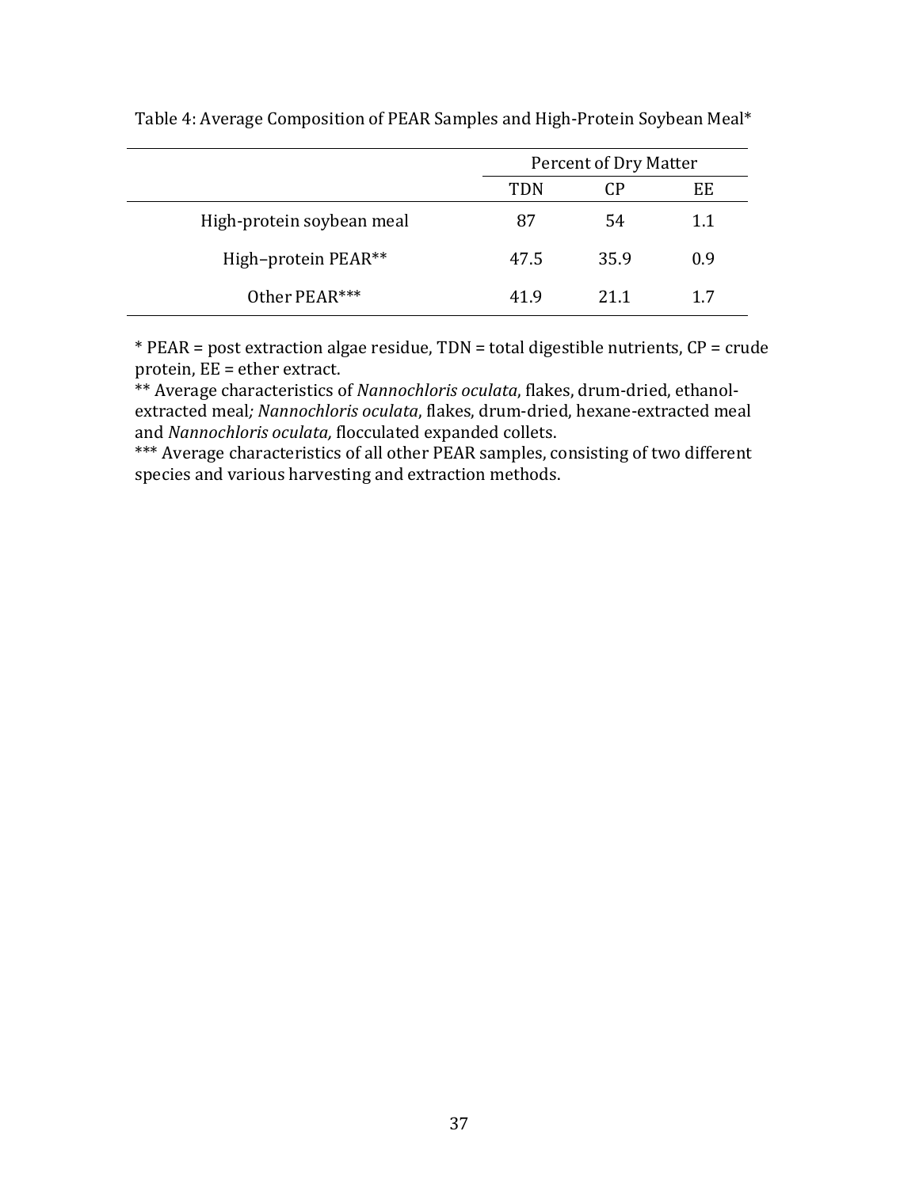Table 4: Average Composition of PEAR Samples and High-Protein Soybean Meal*

| | Percent of Dry Matter | | |
|---|---|---|---|
| | TDN | CP | EE |
| High-protein soybean meal | 87 | 54 | 1.1 |
| High–protein PEAR** | 47.5 | 35.9 | 0.9 |
| Other PEAR*** | 41.9 | 21.1 | 1.7 |

* PEAR = post extraction algae residue, TDN = total digestible nutrients, CP = crude protein, EE = ether extract.

** Average characteristics of *Nannochloris oculata*, flakes, drum-dried, ethanol-extracted meal*;* *Nannochloris oculata*, flakes, drum-dried, hexane-extracted meal and *Nannochloris oculata,* flocculated expanded collets.

*** Average characteristics of all other PEAR samples, consisting of two different species and various harvesting and extraction methods.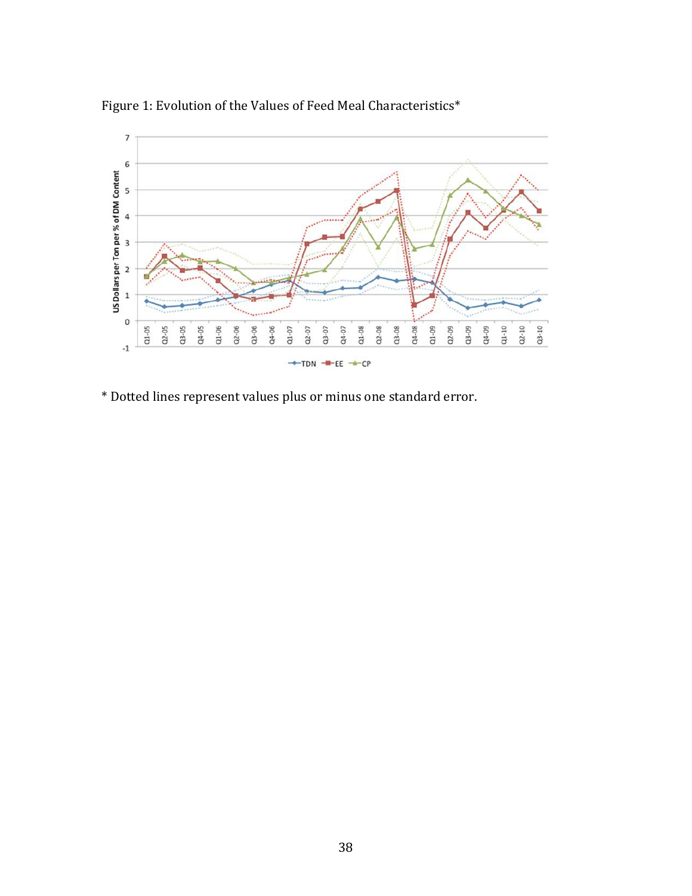Figure 1: Evolution of the Values of Feed Meal Characteristics*

\* Dotted lines represent values plus or minus one standard error.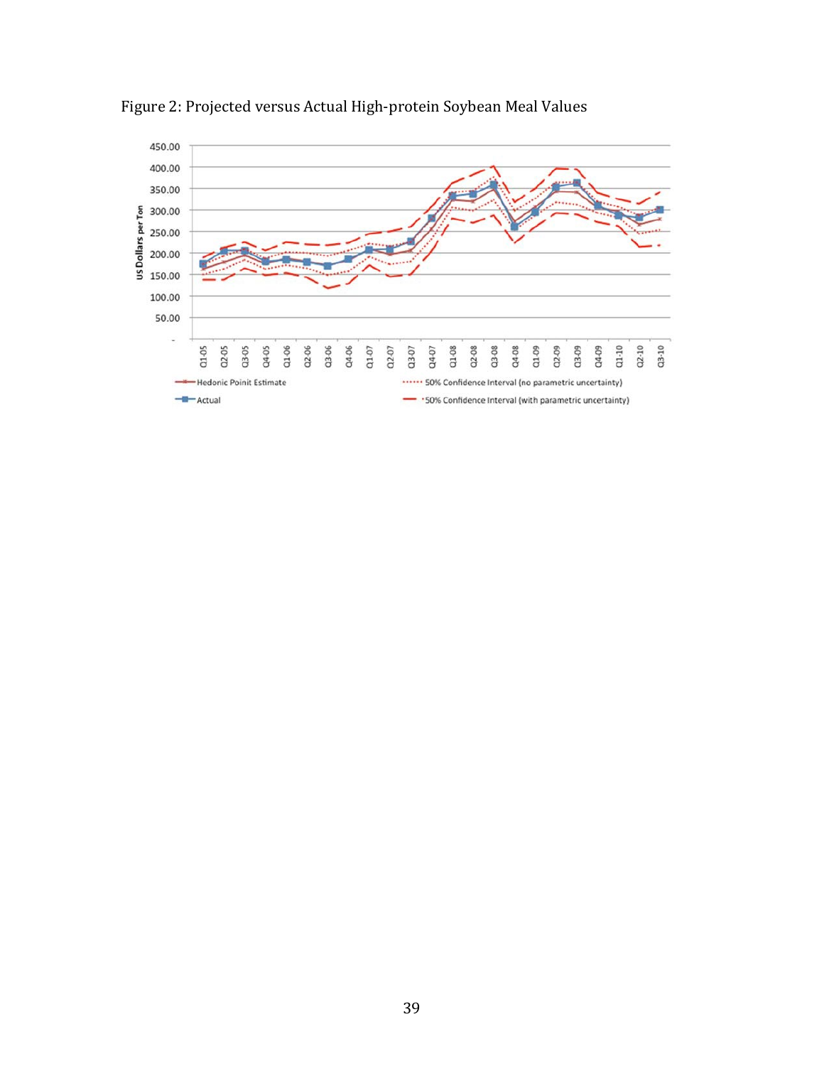Figure 2: Projected versus Actual High-protein Soybean Meal Values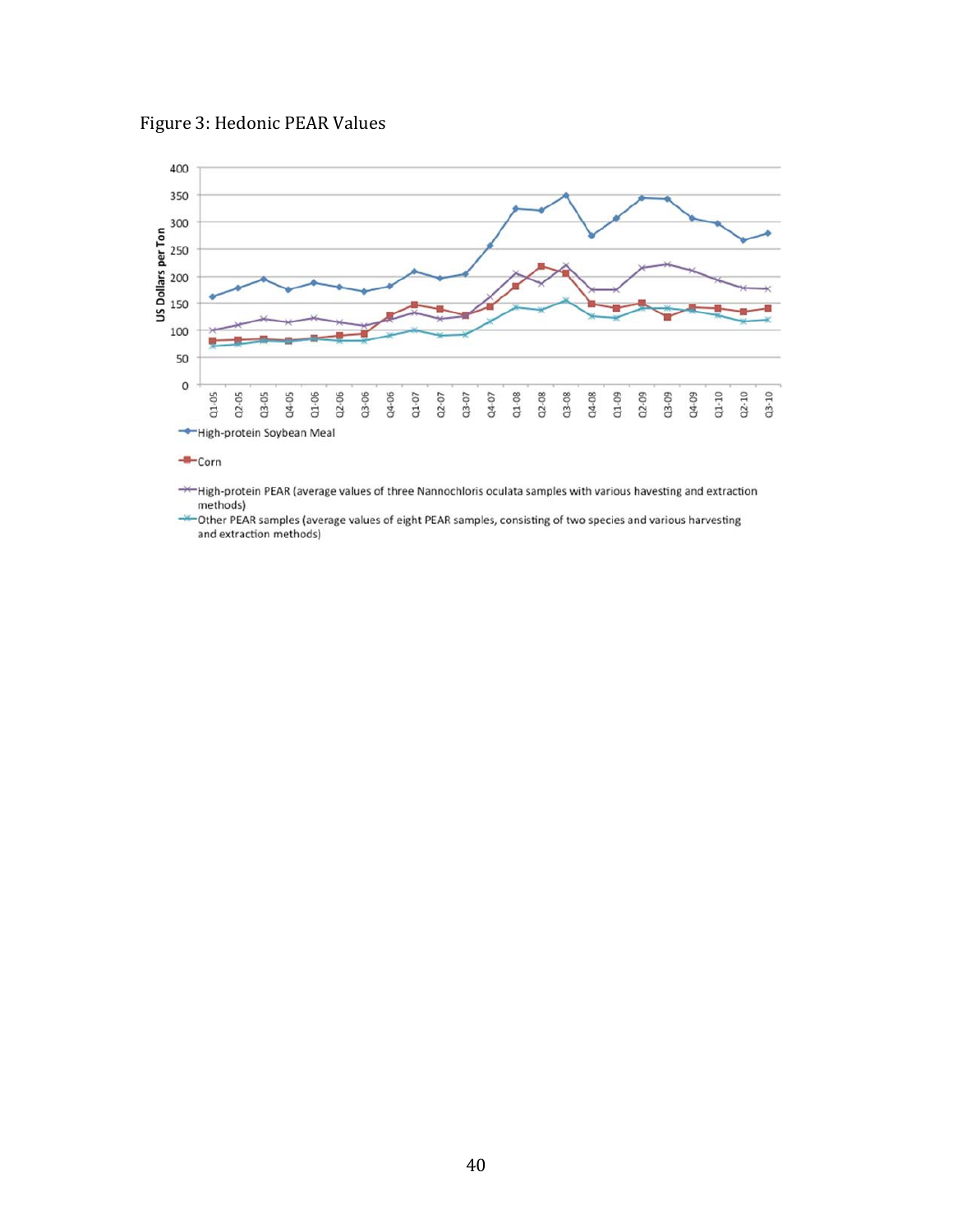Figure 3: Hedonic PEAR Values

US Dollars per Ton

High-protein Soybean Meal

Corn

High-protein PEAR (average values of three Nannochloris oculata samples with various havesting and extraction methods)

Other PEAR samples (average values of eight PEAR samples, consisting of two species and various harvesting and extraction methods)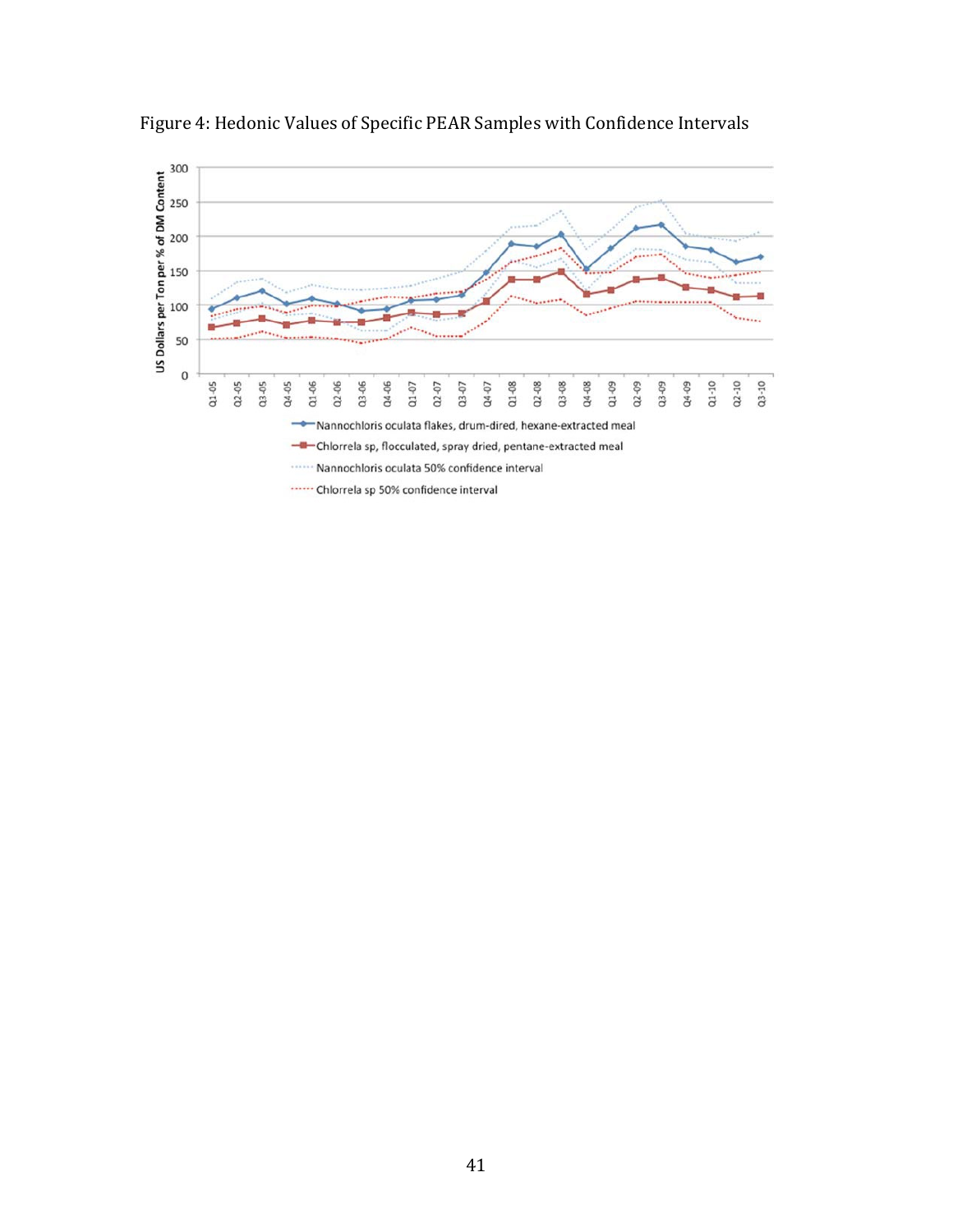Figure 4: Hedonic Values of Specific PEAR Samples with Confidence Intervals

US Dollars per Ton per % of DM Content

300
250
200
150
100
50
0

Q1-05 Q2-05 Q3-05 Q4-05 Q1-06 Q2-06 Q3-06 Q4-06 Q1-07 Q2-07 Q3-07 Q4-07 Q1-08 Q2-08 Q3-08 Q4-08 Q1-09 Q2-09 Q3-09 Q4-09 Q1-10 Q2-10 Q3-10

Nannochloris oculata flakes, drum-dired, hexane-extracted meal

Chlorrela sp, flocculated, spray dried, pentane-extracted meal

Nannochloris oculata 50% confidence interval

Chlorrela sp 50% confidence interval